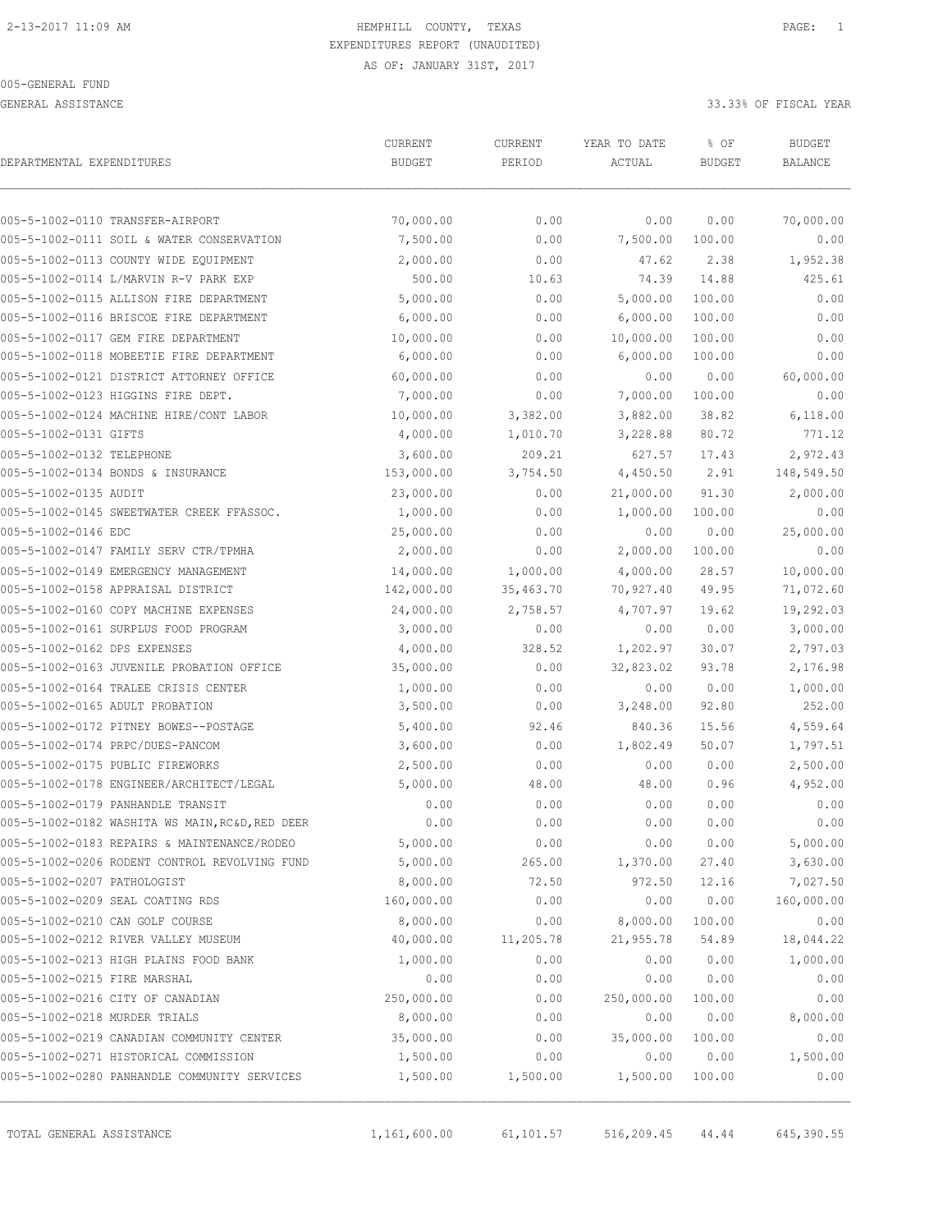HEMPHILL COUNTY, TEXAS
EXPENDITURES REPORT (UNAUDITED)
AS OF: JANUARY 31ST, 2017

005-GENERAL FUND

GENERAL ASSISTANCE

33.33% OF FISCAL YEAR

| DEPARTMENTAL EXPENDITURES | CURRENT BUDGET | CURRENT PERIOD | YEAR TO DATE ACTUAL | % OF BUDGET | BUDGET BALANCE |
|---|---|---|---|---|---|
| 005-5-1002-0110 TRANSFER-AIRPORT | 70,000.00 | 0.00 | 0.00 | 0.00 | 70,000.00 |
| 005-5-1002-0111 SOIL & WATER CONSERVATION | 7,500.00 | 0.00 | 7,500.00 | 100.00 | 0.00 |
| 005-5-1002-0113 COUNTY WIDE EQUIPMENT | 2,000.00 | 0.00 | 47.62 | 2.38 | 1,952.38 |
| 005-5-1002-0114 L/MARVIN R-V PARK EXP | 500.00 | 10.63 | 74.39 | 14.88 | 425.61 |
| 005-5-1002-0115 ALLISON FIRE DEPARTMENT | 5,000.00 | 0.00 | 5,000.00 | 100.00 | 0.00 |
| 005-5-1002-0116 BRISCOE FIRE DEPARTMENT | 6,000.00 | 0.00 | 6,000.00 | 100.00 | 0.00 |
| 005-5-1002-0117 GEM FIRE DEPARTMENT | 10,000.00 | 0.00 | 10,000.00 | 100.00 | 0.00 |
| 005-5-1002-0118 MOBEETIE FIRE DEPARTMENT | 6,000.00 | 0.00 | 6,000.00 | 100.00 | 0.00 |
| 005-5-1002-0121 DISTRICT ATTORNEY OFFICE | 60,000.00 | 0.00 | 0.00 | 0.00 | 60,000.00 |
| 005-5-1002-0123 HIGGINS FIRE DEPT. | 7,000.00 | 0.00 | 7,000.00 | 100.00 | 0.00 |
| 005-5-1002-0124 MACHINE HIRE/CONT LABOR | 10,000.00 | 3,382.00 | 3,882.00 | 38.82 | 6,118.00 |
| 005-5-1002-0131 GIFTS | 4,000.00 | 1,010.70 | 3,228.88 | 80.72 | 771.12 |
| 005-5-1002-0132 TELEPHONE | 3,600.00 | 209.21 | 627.57 | 17.43 | 2,972.43 |
| 005-5-1002-0134 BONDS & INSURANCE | 153,000.00 | 3,754.50 | 4,450.50 | 2.91 | 148,549.50 |
| 005-5-1002-0135 AUDIT | 23,000.00 | 0.00 | 21,000.00 | 91.30 | 2,000.00 |
| 005-5-1002-0145 SWEETWATER CREEK FFASSOC. | 1,000.00 | 0.00 | 1,000.00 | 100.00 | 0.00 |
| 005-5-1002-0146 EDC | 25,000.00 | 0.00 | 0.00 | 0.00 | 25,000.00 |
| 005-5-1002-0147 FAMILY SERV CTR/TPMHA | 2,000.00 | 0.00 | 2,000.00 | 100.00 | 0.00 |
| 005-5-1002-0149 EMERGENCY MANAGEMENT | 14,000.00 | 1,000.00 | 4,000.00 | 28.57 | 10,000.00 |
| 005-5-1002-0158 APPRAISAL DISTRICT | 142,000.00 | 35,463.70 | 70,927.40 | 49.95 | 71,072.60 |
| 005-5-1002-0160 COPY MACHINE EXPENSES | 24,000.00 | 2,758.57 | 4,707.97 | 19.62 | 19,292.03 |
| 005-5-1002-0161 SURPLUS FOOD PROGRAM | 3,000.00 | 0.00 | 0.00 | 0.00 | 3,000.00 |
| 005-5-1002-0162 DPS EXPENSES | 4,000.00 | 328.52 | 1,202.97 | 30.07 | 2,797.03 |
| 005-5-1002-0163 JUVENILE PROBATION OFFICE | 35,000.00 | 0.00 | 32,823.02 | 93.78 | 2,176.98 |
| 005-5-1002-0164 TRALEE CRISIS CENTER | 1,000.00 | 0.00 | 0.00 | 0.00 | 1,000.00 |
| 005-5-1002-0165 ADULT PROBATION | 3,500.00 | 0.00 | 3,248.00 | 92.80 | 252.00 |
| 005-5-1002-0172 PITNEY BOWES--POSTAGE | 5,400.00 | 92.46 | 840.36 | 15.56 | 4,559.64 |
| 005-5-1002-0174 PRPC/DUES-PANCOM | 3,600.00 | 0.00 | 1,802.49 | 50.07 | 1,797.51 |
| 005-5-1002-0175 PUBLIC FIREWORKS | 2,500.00 | 0.00 | 0.00 | 0.00 | 2,500.00 |
| 005-5-1002-0178 ENGINEER/ARCHITECT/LEGAL | 5,000.00 | 48.00 | 48.00 | 0.96 | 4,952.00 |
| 005-5-1002-0179 PANHANDLE TRANSIT | 0.00 | 0.00 | 0.00 | 0.00 | 0.00 |
| 005-5-1002-0182 WASHITA WS MAIN,RC&D,RED DEER | 0.00 | 0.00 | 0.00 | 0.00 | 0.00 |
| 005-5-1002-0183 REPAIRS & MAINTENANCE/RODEO | 5,000.00 | 0.00 | 0.00 | 0.00 | 5,000.00 |
| 005-5-1002-0206 RODENT CONTROL REVOLVING FUND | 5,000.00 | 265.00 | 1,370.00 | 27.40 | 3,630.00 |
| 005-5-1002-0207 PATHOLOGIST | 8,000.00 | 72.50 | 972.50 | 12.16 | 7,027.50 |
| 005-5-1002-0209 SEAL COATING RDS | 160,000.00 | 0.00 | 0.00 | 0.00 | 160,000.00 |
| 005-5-1002-0210 CAN GOLF COURSE | 8,000.00 | 0.00 | 8,000.00 | 100.00 | 0.00 |
| 005-5-1002-0212 RIVER VALLEY MUSEUM | 40,000.00 | 11,205.78 | 21,955.78 | 54.89 | 18,044.22 |
| 005-5-1002-0213 HIGH PLAINS FOOD BANK | 1,000.00 | 0.00 | 0.00 | 0.00 | 1,000.00 |
| 005-5-1002-0215 FIRE MARSHAL | 0.00 | 0.00 | 0.00 | 0.00 | 0.00 |
| 005-5-1002-0216 CITY OF CANADIAN | 250,000.00 | 0.00 | 250,000.00 | 100.00 | 0.00 |
| 005-5-1002-0218 MURDER TRIALS | 8,000.00 | 0.00 | 0.00 | 0.00 | 8,000.00 |
| 005-5-1002-0219 CANADIAN COMMUNITY CENTER | 35,000.00 | 0.00 | 35,000.00 | 100.00 | 0.00 |
| 005-5-1002-0271 HISTORICAL COMMISSION | 1,500.00 | 0.00 | 0.00 | 0.00 | 1,500.00 |
| 005-5-1002-0280 PANHANDLE COMMUNITY SERVICES | 1,500.00 | 1,500.00 | 1,500.00 | 100.00 | 0.00 |
| TOTAL GENERAL ASSISTANCE | 1,161,600.00 | 61,101.57 | 516,209.45 | 44.44 | 645,390.55 |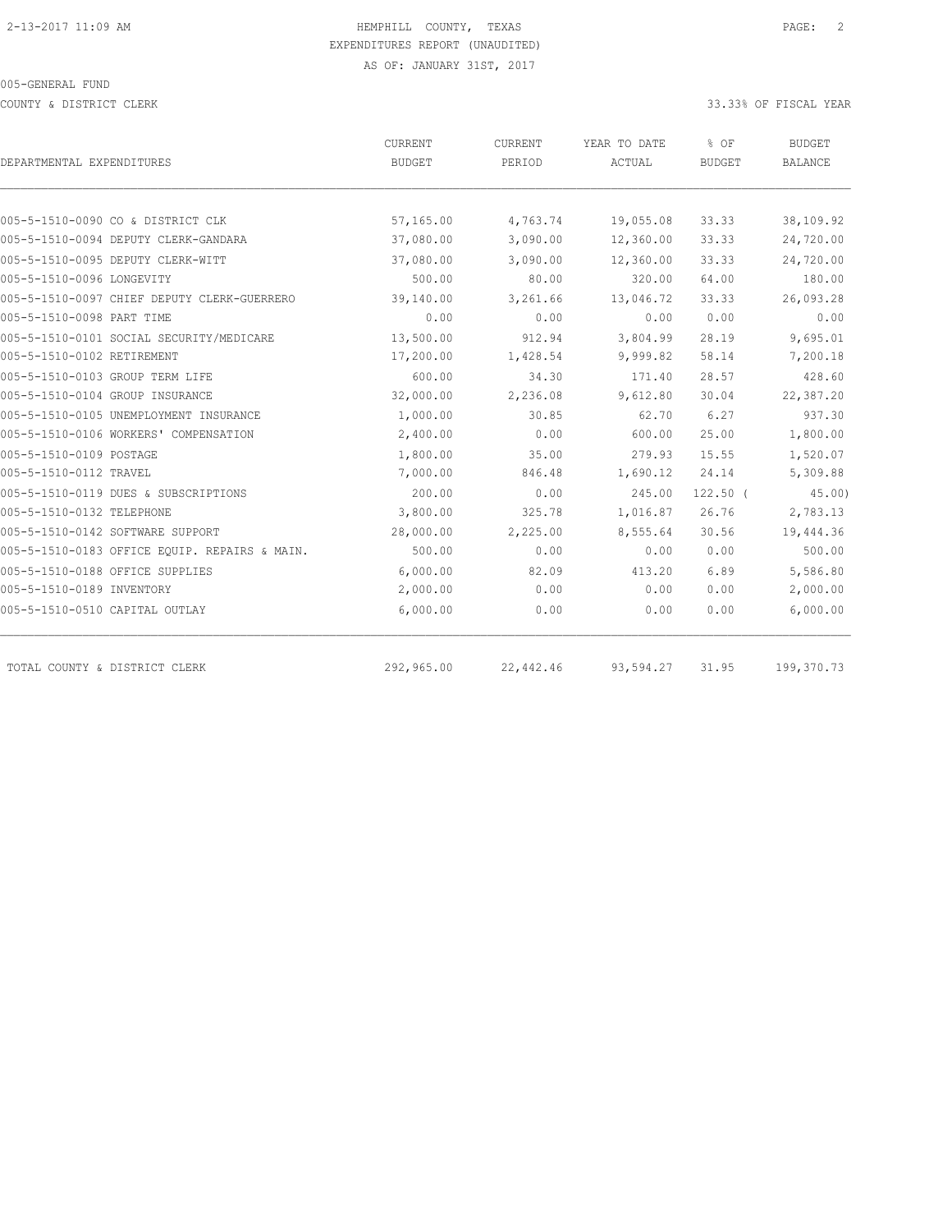2-13-2017 11:09 AM

HEMPHILL COUNTY, TEXAS
EXPENDITURES REPORT (UNAUDITED)
AS OF: JANUARY 31ST, 2017

005-GENERAL FUND

COUNTY & DISTRICT CLERK — 33.33% OF FISCAL YEAR

| DEPARTMENTAL EXPENDITURES | CURRENT BUDGET | CURRENT PERIOD | YEAR TO DATE ACTUAL | % OF BUDGET | BUDGET BALANCE |
|---|---|---|---|---|---|
| 005-5-1510-0090 CO & DISTRICT CLK | 57,165.00 | 4,763.74 | 19,055.08 | 33.33 | 38,109.92 |
| 005-5-1510-0094 DEPUTY CLERK-GANDARA | 37,080.00 | 3,090.00 | 12,360.00 | 33.33 | 24,720.00 |
| 005-5-1510-0095 DEPUTY CLERK-WITT | 37,080.00 | 3,090.00 | 12,360.00 | 33.33 | 24,720.00 |
| 005-5-1510-0096 LONGEVITY | 500.00 | 80.00 | 320.00 | 64.00 | 180.00 |
| 005-5-1510-0097 CHIEF DEPUTY CLERK-GUERRERO | 39,140.00 | 3,261.66 | 13,046.72 | 33.33 | 26,093.28 |
| 005-5-1510-0098 PART TIME | 0.00 | 0.00 | 0.00 | 0.00 | 0.00 |
| 005-5-1510-0101 SOCIAL SECURITY/MEDICARE | 13,500.00 | 912.94 | 3,804.99 | 28.19 | 9,695.01 |
| 005-5-1510-0102 RETIREMENT | 17,200.00 | 1,428.54 | 9,999.82 | 58.14 | 7,200.18 |
| 005-5-1510-0103 GROUP TERM LIFE | 600.00 | 34.30 | 171.40 | 28.57 | 428.60 |
| 005-5-1510-0104 GROUP INSURANCE | 32,000.00 | 2,236.08 | 9,612.80 | 30.04 | 22,387.20 |
| 005-5-1510-0105 UNEMPLOYMENT INSURANCE | 1,000.00 | 30.85 | 62.70 | 6.27 | 937.30 |
| 005-5-1510-0106 WORKERS' COMPENSATION | 2,400.00 | 0.00 | 600.00 | 25.00 | 1,800.00 |
| 005-5-1510-0109 POSTAGE | 1,800.00 | 35.00 | 279.93 | 15.55 | 1,520.07 |
| 005-5-1510-0112 TRAVEL | 7,000.00 | 846.48 | 1,690.12 | 24.14 | 5,309.88 |
| 005-5-1510-0119 DUES & SUBSCRIPTIONS | 200.00 | 0.00 | 245.00 | 122.50 | (45.00) |
| 005-5-1510-0132 TELEPHONE | 3,800.00 | 325.78 | 1,016.87 | 26.76 | 2,783.13 |
| 005-5-1510-0142 SOFTWARE SUPPORT | 28,000.00 | 2,225.00 | 8,555.64 | 30.56 | 19,444.36 |
| 005-5-1510-0183 OFFICE EQUIP. REPAIRS & MAIN. | 500.00 | 0.00 | 0.00 | 0.00 | 500.00 |
| 005-5-1510-0188 OFFICE SUPPLIES | 6,000.00 | 82.09 | 413.20 | 6.89 | 5,586.80 |
| 005-5-1510-0189 INVENTORY | 2,000.00 | 0.00 | 0.00 | 0.00 | 2,000.00 |
| 005-5-1510-0510 CAPITAL OUTLAY | 6,000.00 | 0.00 | 0.00 | 0.00 | 6,000.00 |
| TOTAL COUNTY & DISTRICT CLERK | 292,965.00 | 22,442.46 | 93,594.27 | 31.95 | 199,370.73 |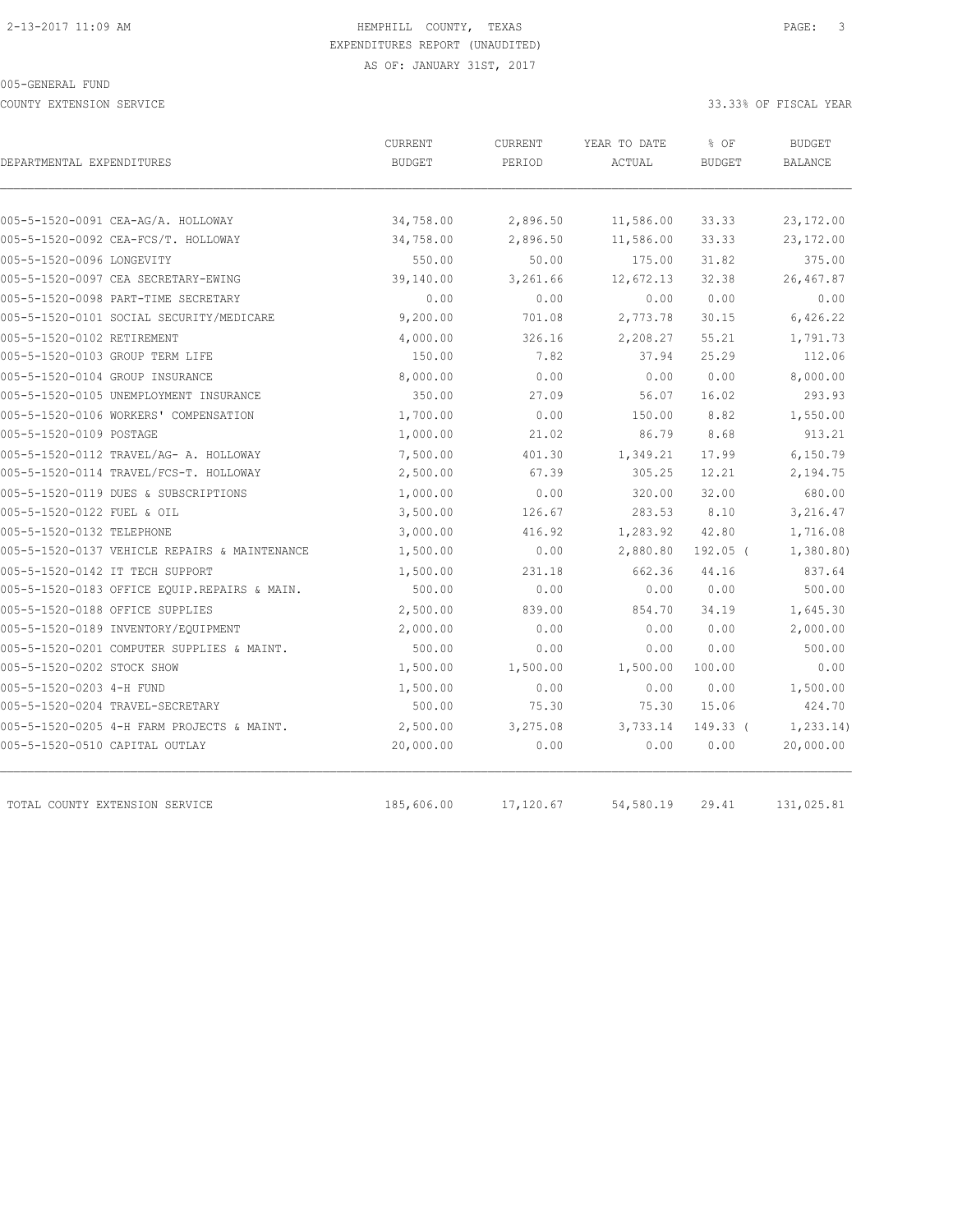2-13-2017 11:09 AM HEMPHILL COUNTY, TEXAS

EXPENDITURES REPORT (UNAUDITED)

AS OF: JANUARY 31ST, 2017

005-GENERAL FUND

COUNTY EXTENSION SERVICE 33.33% OF FISCAL YEAR

| DEPARTMENTAL EXPENDITURES | CURRENT BUDGET | CURRENT PERIOD | YEAR TO DATE ACTUAL | % OF BUDGET | BUDGET BALANCE |
|---|---|---|---|---|---|
| 005-5-1520-0091 CEA-AG/A. HOLLOWAY | 34,758.00 | 2,896.50 | 11,586.00 | 33.33 | 23,172.00 |
| 005-5-1520-0092 CEA-FCS/T. HOLLOWAY | 34,758.00 | 2,896.50 | 11,586.00 | 33.33 | 23,172.00 |
| 005-5-1520-0096 LONGEVITY | 550.00 | 50.00 | 175.00 | 31.82 | 375.00 |
| 005-5-1520-0097 CEA SECRETARY-EWING | 39,140.00 | 3,261.66 | 12,672.13 | 32.38 | 26,467.87 |
| 005-5-1520-0098 PART-TIME SECRETARY | 0.00 | 0.00 | 0.00 | 0.00 | 0.00 |
| 005-5-1520-0101 SOCIAL SECURITY/MEDICARE | 9,200.00 | 701.08 | 2,773.78 | 30.15 | 6,426.22 |
| 005-5-1520-0102 RETIREMENT | 4,000.00 | 326.16 | 2,208.27 | 55.21 | 1,791.73 |
| 005-5-1520-0103 GROUP TERM LIFE | 150.00 | 7.82 | 37.94 | 25.29 | 112.06 |
| 005-5-1520-0104 GROUP INSURANCE | 8,000.00 | 0.00 | 0.00 | 0.00 | 8,000.00 |
| 005-5-1520-0105 UNEMPLOYMENT INSURANCE | 350.00 | 27.09 | 56.07 | 16.02 | 293.93 |
| 005-5-1520-0106 WORKERS' COMPENSATION | 1,700.00 | 0.00 | 150.00 | 8.82 | 1,550.00 |
| 005-5-1520-0109 POSTAGE | 1,000.00 | 21.02 | 86.79 | 8.68 | 913.21 |
| 005-5-1520-0112 TRAVEL/AG- A. HOLLOWAY | 7,500.00 | 401.30 | 1,349.21 | 17.99 | 6,150.79 |
| 005-5-1520-0114 TRAVEL/FCS-T. HOLLOWAY | 2,500.00 | 67.39 | 305.25 | 12.21 | 2,194.75 |
| 005-5-1520-0119 DUES & SUBSCRIPTIONS | 1,000.00 | 0.00 | 320.00 | 32.00 | 680.00 |
| 005-5-1520-0122 FUEL & OIL | 3,500.00 | 126.67 | 283.53 | 8.10 | 3,216.47 |
| 005-5-1520-0132 TELEPHONE | 3,000.00 | 416.92 | 1,283.92 | 42.80 | 1,716.08 |
| 005-5-1520-0137 VEHICLE REPAIRS & MAINTENANCE | 1,500.00 | 0.00 | 2,880.80 | 192.05 ( | 1,380.80) |
| 005-5-1520-0142 IT TECH SUPPORT | 1,500.00 | 231.18 | 662.36 | 44.16 | 837.64 |
| 005-5-1520-0183 OFFICE EQUIP.REPAIRS & MAIN. | 500.00 | 0.00 | 0.00 | 0.00 | 500.00 |
| 005-5-1520-0188 OFFICE SUPPLIES | 2,500.00 | 839.00 | 854.70 | 34.19 | 1,645.30 |
| 005-5-1520-0189 INVENTORY/EQUIPMENT | 2,000.00 | 0.00 | 0.00 | 0.00 | 2,000.00 |
| 005-5-1520-0201 COMPUTER SUPPLIES & MAINT. | 500.00 | 0.00 | 0.00 | 0.00 | 500.00 |
| 005-5-1520-0202 STOCK SHOW | 1,500.00 | 1,500.00 | 1,500.00 | 100.00 | 0.00 |
| 005-5-1520-0203 4-H FUND | 1,500.00 | 0.00 | 0.00 | 0.00 | 1,500.00 |
| 005-5-1520-0204 TRAVEL-SECRETARY | 500.00 | 75.30 | 75.30 | 15.06 | 424.70 |
| 005-5-1520-0205 4-H FARM PROJECTS & MAINT. | 2,500.00 | 3,275.08 | 3,733.14 | 149.33 ( | 1,233.14) |
| 005-5-1520-0510 CAPITAL OUTLAY | 20,000.00 | 0.00 | 0.00 | 0.00 | 20,000.00 |
| TOTAL COUNTY EXTENSION SERVICE | 185,606.00 | 17,120.67 | 54,580.19 | 29.41 | 131,025.81 |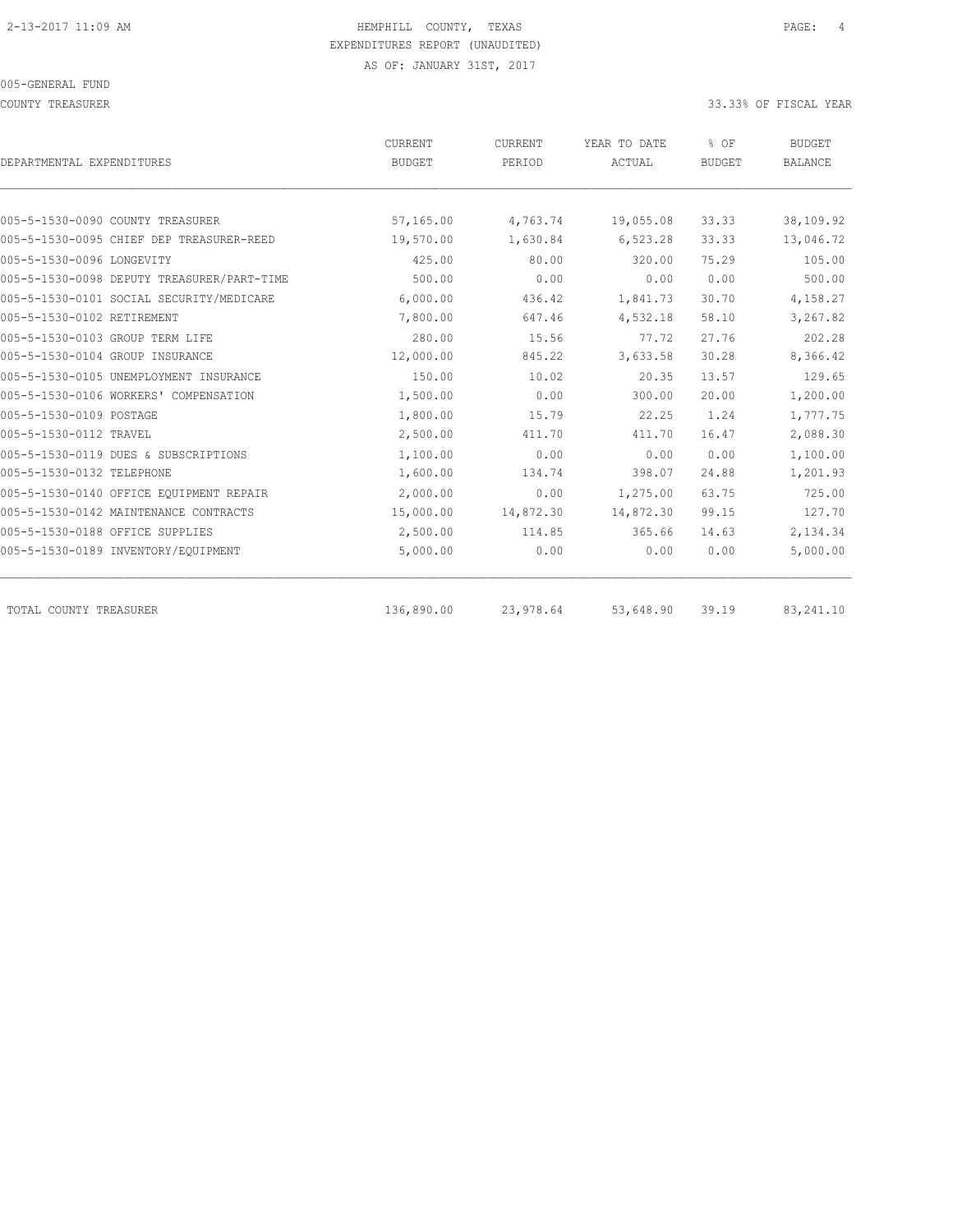HEMPHILL COUNTY, TEXAS
EXPENDITURES REPORT (UNAUDITED)
AS OF: JANUARY 31ST, 2017

005-GENERAL FUND

COUNTY TREASURER

33.33% OF FISCAL YEAR

| DEPARTMENTAL EXPENDITURES | CURRENT BUDGET | CURRENT PERIOD | YEAR TO DATE ACTUAL | % OF BUDGET | BUDGET BALANCE |
|---|---|---|---|---|---|
| 005-5-1530-0090 COUNTY TREASURER | 57,165.00 | 4,763.74 | 19,055.08 | 33.33 | 38,109.92 |
| 005-5-1530-0095 CHIEF DEP TREASURER-REED | 19,570.00 | 1,630.84 | 6,523.28 | 33.33 | 13,046.72 |
| 005-5-1530-0096 LONGEVITY | 425.00 | 80.00 | 320.00 | 75.29 | 105.00 |
| 005-5-1530-0098 DEPUTY TREASURER/PART-TIME | 500.00 | 0.00 | 0.00 | 0.00 | 500.00 |
| 005-5-1530-0101 SOCIAL SECURITY/MEDICARE | 6,000.00 | 436.42 | 1,841.73 | 30.70 | 4,158.27 |
| 005-5-1530-0102 RETIREMENT | 7,800.00 | 647.46 | 4,532.18 | 58.10 | 3,267.82 |
| 005-5-1530-0103 GROUP TERM LIFE | 280.00 | 15.56 | 77.72 | 27.76 | 202.28 |
| 005-5-1530-0104 GROUP INSURANCE | 12,000.00 | 845.22 | 3,633.58 | 30.28 | 8,366.42 |
| 005-5-1530-0105 UNEMPLOYMENT INSURANCE | 150.00 | 10.02 | 20.35 | 13.57 | 129.65 |
| 005-5-1530-0106 WORKERS' COMPENSATION | 1,500.00 | 0.00 | 300.00 | 20.00 | 1,200.00 |
| 005-5-1530-0109 POSTAGE | 1,800.00 | 15.79 | 22.25 | 1.24 | 1,777.75 |
| 005-5-1530-0112 TRAVEL | 2,500.00 | 411.70 | 411.70 | 16.47 | 2,088.30 |
| 005-5-1530-0119 DUES & SUBSCRIPTIONS | 1,100.00 | 0.00 | 0.00 | 0.00 | 1,100.00 |
| 005-5-1530-0132 TELEPHONE | 1,600.00 | 134.74 | 398.07 | 24.88 | 1,201.93 |
| 005-5-1530-0140 OFFICE EQUIPMENT REPAIR | 2,000.00 | 0.00 | 1,275.00 | 63.75 | 725.00 |
| 005-5-1530-0142 MAINTENANCE CONTRACTS | 15,000.00 | 14,872.30 | 14,872.30 | 99.15 | 127.70 |
| 005-5-1530-0188 OFFICE SUPPLIES | 2,500.00 | 114.85 | 365.66 | 14.63 | 2,134.34 |
| 005-5-1530-0189 INVENTORY/EQUIPMENT | 5,000.00 | 0.00 | 0.00 | 0.00 | 5,000.00 |
| TOTAL COUNTY TREASURER | 136,890.00 | 23,978.64 | 53,648.90 | 39.19 | 83,241.10 |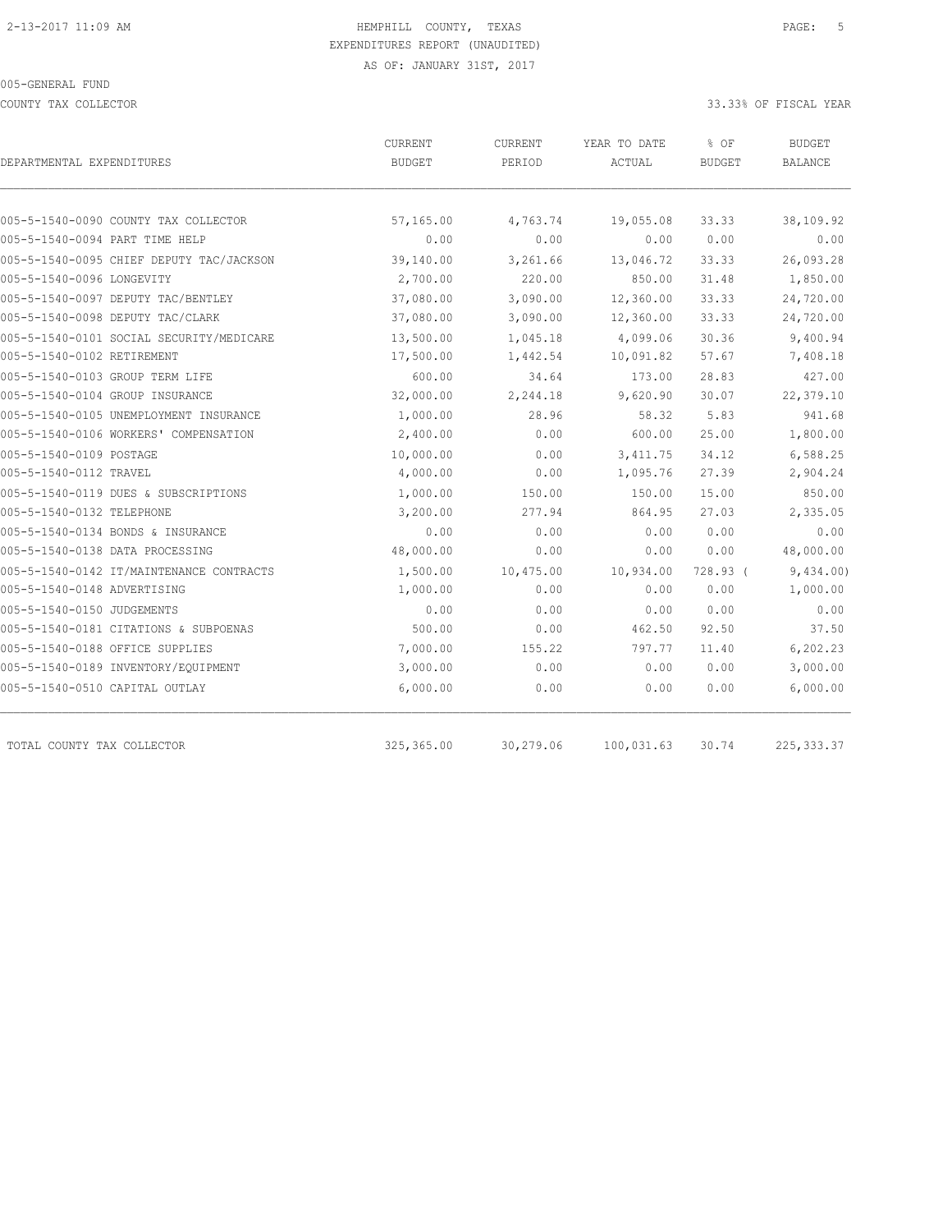2-13-2017 11:09 AM

# HEMPHILL COUNTY, TEXAS

EXPENDITURES REPORT (UNAUDITED)

AS OF: JANUARY 31ST, 2017

005-GENERAL FUND

COUNTY TAX COLLECTOR

33.33% OF FISCAL YEAR

| DEPARTMENTAL EXPENDITURES | CURRENT BUDGET | CURRENT PERIOD | YEAR TO DATE ACTUAL | % OF BUDGET | BUDGET BALANCE |
|---|---|---|---|---|---|
| 005-5-1540-0090 COUNTY TAX COLLECTOR | 57,165.00 | 4,763.74 | 19,055.08 | 33.33 | 38,109.92 |
| 005-5-1540-0094 PART TIME HELP | 0.00 | 0.00 | 0.00 | 0.00 | 0.00 |
| 005-5-1540-0095 CHIEF DEPUTY TAC/JACKSON | 39,140.00 | 3,261.66 | 13,046.72 | 33.33 | 26,093.28 |
| 005-5-1540-0096 LONGEVITY | 2,700.00 | 220.00 | 850.00 | 31.48 | 1,850.00 |
| 005-5-1540-0097 DEPUTY TAC/BENTLEY | 37,080.00 | 3,090.00 | 12,360.00 | 33.33 | 24,720.00 |
| 005-5-1540-0098 DEPUTY TAC/CLARK | 37,080.00 | 3,090.00 | 12,360.00 | 33.33 | 24,720.00 |
| 005-5-1540-0101 SOCIAL SECURITY/MEDICARE | 13,500.00 | 1,045.18 | 4,099.06 | 30.36 | 9,400.94 |
| 005-5-1540-0102 RETIREMENT | 17,500.00 | 1,442.54 | 10,091.82 | 57.67 | 7,408.18 |
| 005-5-1540-0103 GROUP TERM LIFE | 600.00 | 34.64 | 173.00 | 28.83 | 427.00 |
| 005-5-1540-0104 GROUP INSURANCE | 32,000.00 | 2,244.18 | 9,620.90 | 30.07 | 22,379.10 |
| 005-5-1540-0105 UNEMPLOYMENT INSURANCE | 1,000.00 | 28.96 | 58.32 | 5.83 | 941.68 |
| 005-5-1540-0106 WORKERS' COMPENSATION | 2,400.00 | 0.00 | 600.00 | 25.00 | 1,800.00 |
| 005-5-1540-0109 POSTAGE | 10,000.00 | 0.00 | 3,411.75 | 34.12 | 6,588.25 |
| 005-5-1540-0112 TRAVEL | 4,000.00 | 0.00 | 1,095.76 | 27.39 | 2,904.24 |
| 005-5-1540-0119 DUES & SUBSCRIPTIONS | 1,000.00 | 150.00 | 150.00 | 15.00 | 850.00 |
| 005-5-1540-0132 TELEPHONE | 3,200.00 | 277.94 | 864.95 | 27.03 | 2,335.05 |
| 005-5-1540-0134 BONDS & INSURANCE | 0.00 | 0.00 | 0.00 | 0.00 | 0.00 |
| 005-5-1540-0138 DATA PROCESSING | 48,000.00 | 0.00 | 0.00 | 0.00 | 48,000.00 |
| 005-5-1540-0142 IT/MAINTENANCE CONTRACTS | 1,500.00 | 10,475.00 | 10,934.00 | 728.93 | ( 9,434.00) |
| 005-5-1540-0148 ADVERTISING | 1,000.00 | 0.00 | 0.00 | 0.00 | 1,000.00 |
| 005-5-1540-0150 JUDGEMENTS | 0.00 | 0.00 | 0.00 | 0.00 | 0.00 |
| 005-5-1540-0181 CITATIONS & SUBPOENAS | 500.00 | 0.00 | 462.50 | 92.50 | 37.50 |
| 005-5-1540-0188 OFFICE SUPPLIES | 7,000.00 | 155.22 | 797.77 | 11.40 | 6,202.23 |
| 005-5-1540-0189 INVENTORY/EQUIPMENT | 3,000.00 | 0.00 | 0.00 | 0.00 | 3,000.00 |
| 005-5-1540-0510 CAPITAL OUTLAY | 6,000.00 | 0.00 | 0.00 | 0.00 | 6,000.00 |
| TOTAL COUNTY TAX COLLECTOR | 325,365.00 | 30,279.06 | 100,031.63 | 30.74 | 225,333.37 |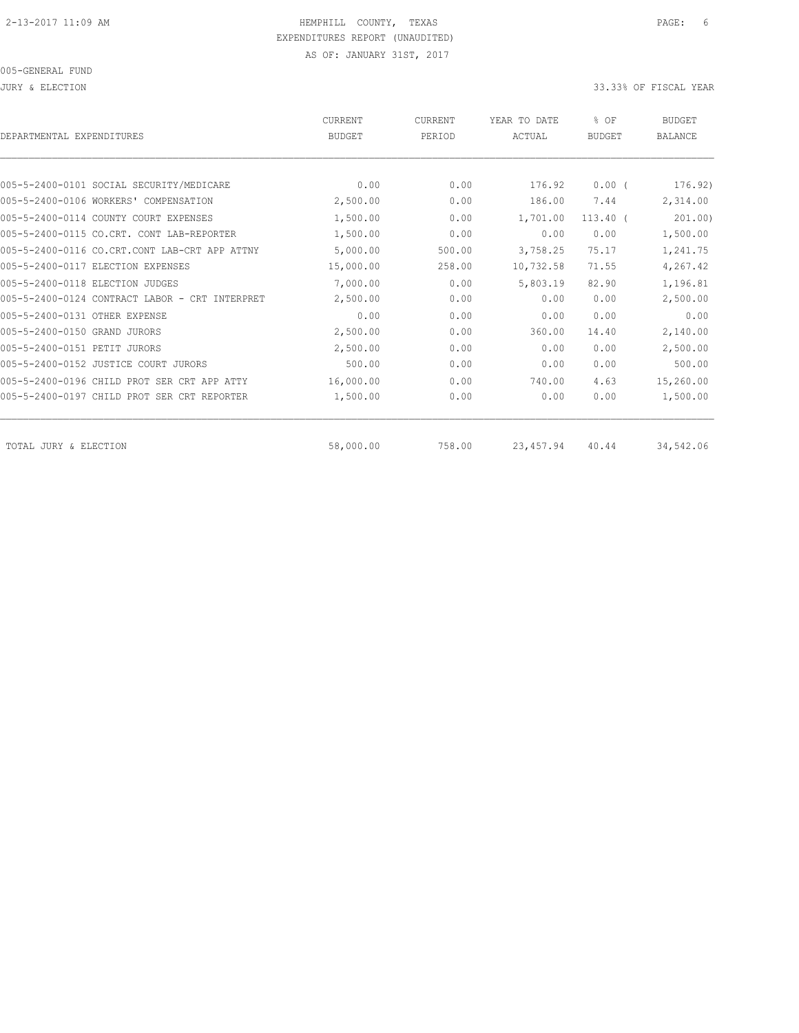2-13-2017 11:09 AM HEMPHILL COUNTY, TEXAS

EXPENDITURES REPORT (UNAUDITED)

AS OF: JANUARY 31ST, 2017

005-GENERAL FUND

JURY & ELECTION 33.33% OF FISCAL YEAR

| DEPARTMENTAL EXPENDITURES | CURRENT BUDGET | CURRENT PERIOD | YEAR TO DATE ACTUAL | % OF BUDGET | BUDGET BALANCE |
|---|---|---|---|---|---|
| 005-5-2400-0101 SOCIAL SECURITY/MEDICARE | 0.00 | 0.00 | 176.92 | 0.00 ( | 176.92) |
| 005-5-2400-0106 WORKERS' COMPENSATION | 2,500.00 | 0.00 | 186.00 | 7.44 | 2,314.00 |
| 005-5-2400-0114 COUNTY COURT EXPENSES | 1,500.00 | 0.00 | 1,701.00 | 113.40 ( | 201.00) |
| 005-5-2400-0115 CO.CRT. CONT LAB-REPORTER | 1,500.00 | 0.00 | 0.00 | 0.00 | 1,500.00 |
| 005-5-2400-0116 CO.CRT.CONT LAB-CRT APP ATTNY | 5,000.00 | 500.00 | 3,758.25 | 75.17 | 1,241.75 |
| 005-5-2400-0117 ELECTION EXPENSES | 15,000.00 | 258.00 | 10,732.58 | 71.55 | 4,267.42 |
| 005-5-2400-0118 ELECTION JUDGES | 7,000.00 | 0.00 | 5,803.19 | 82.90 | 1,196.81 |
| 005-5-2400-0124 CONTRACT LABOR - CRT INTERPRET | 2,500.00 | 0.00 | 0.00 | 0.00 | 2,500.00 |
| 005-5-2400-0131 OTHER EXPENSE | 0.00 | 0.00 | 0.00 | 0.00 | 0.00 |
| 005-5-2400-0150 GRAND JURORS | 2,500.00 | 0.00 | 360.00 | 14.40 | 2,140.00 |
| 005-5-2400-0151 PETIT JURORS | 2,500.00 | 0.00 | 0.00 | 0.00 | 2,500.00 |
| 005-5-2400-0152 JUSTICE COURT JURORS | 500.00 | 0.00 | 0.00 | 0.00 | 500.00 |
| 005-5-2400-0196 CHILD PROT SER CRT APP ATTY | 16,000.00 | 0.00 | 740.00 | 4.63 | 15,260.00 |
| 005-5-2400-0197 CHILD PROT SER CRT REPORTER | 1,500.00 | 0.00 | 0.00 | 0.00 | 1,500.00 |
| TOTAL JURY & ELECTION | 58,000.00 | 758.00 | 23,457.94 | 40.44 | 34,542.06 |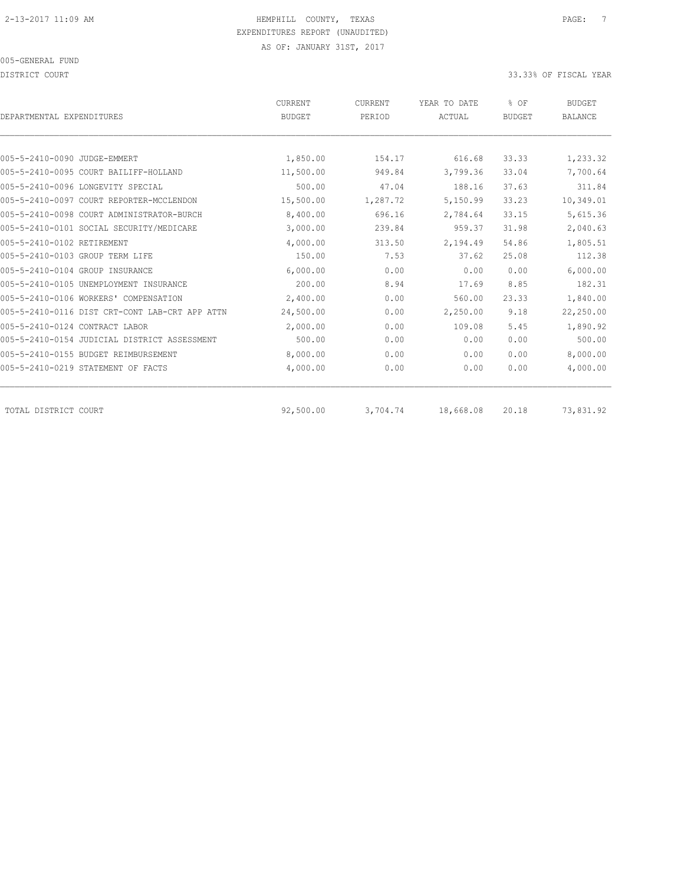HEMPHILL COUNTY, TEXAS
EXPENDITURES REPORT (UNAUDITED)
AS OF: JANUARY 31ST, 2017

005-GENERAL FUND

DISTRICT COURT

33.33% OF FISCAL YEAR

| DEPARTMENTAL EXPENDITURES | CURRENT BUDGET | CURRENT PERIOD | YEAR TO DATE ACTUAL | % OF BUDGET | BUDGET BALANCE |
|---|---|---|---|---|---|
| 005-5-2410-0090 JUDGE-EMMERT | 1,850.00 | 154.17 | 616.68 | 33.33 | 1,233.32 |
| 005-5-2410-0095 COURT BAILIFF-HOLLAND | 11,500.00 | 949.84 | 3,799.36 | 33.04 | 7,700.64 |
| 005-5-2410-0096 LONGEVITY SPECIAL | 500.00 | 47.04 | 188.16 | 37.63 | 311.84 |
| 005-5-2410-0097 COURT REPORTER-MCCLENDON | 15,500.00 | 1,287.72 | 5,150.99 | 33.23 | 10,349.01 |
| 005-5-2410-0098 COURT ADMINISTRATOR-BURCH | 8,400.00 | 696.16 | 2,784.64 | 33.15 | 5,615.36 |
| 005-5-2410-0101 SOCIAL SECURITY/MEDICARE | 3,000.00 | 239.84 | 959.37 | 31.98 | 2,040.63 |
| 005-5-2410-0102 RETIREMENT | 4,000.00 | 313.50 | 2,194.49 | 54.86 | 1,805.51 |
| 005-5-2410-0103 GROUP TERM LIFE | 150.00 | 7.53 | 37.62 | 25.08 | 112.38 |
| 005-5-2410-0104 GROUP INSURANCE | 6,000.00 | 0.00 | 0.00 | 0.00 | 6,000.00 |
| 005-5-2410-0105 UNEMPLOYMENT INSURANCE | 200.00 | 8.94 | 17.69 | 8.85 | 182.31 |
| 005-5-2410-0106 WORKERS' COMPENSATION | 2,400.00 | 0.00 | 560.00 | 23.33 | 1,840.00 |
| 005-5-2410-0116 DIST CRT-CONT LAB-CRT APP ATTN | 24,500.00 | 0.00 | 2,250.00 | 9.18 | 22,250.00 |
| 005-5-2410-0124 CONTRACT LABOR | 2,000.00 | 0.00 | 109.08 | 5.45 | 1,890.92 |
| 005-5-2410-0154 JUDICIAL DISTRICT ASSESSMENT | 500.00 | 0.00 | 0.00 | 0.00 | 500.00 |
| 005-5-2410-0155 BUDGET REIMBURSEMENT | 8,000.00 | 0.00 | 0.00 | 0.00 | 8,000.00 |
| 005-5-2410-0219 STATEMENT OF FACTS | 4,000.00 | 0.00 | 0.00 | 0.00 | 4,000.00 |
| TOTAL DISTRICT COURT | 92,500.00 | 3,704.74 | 18,668.08 | 20.18 | 73,831.92 |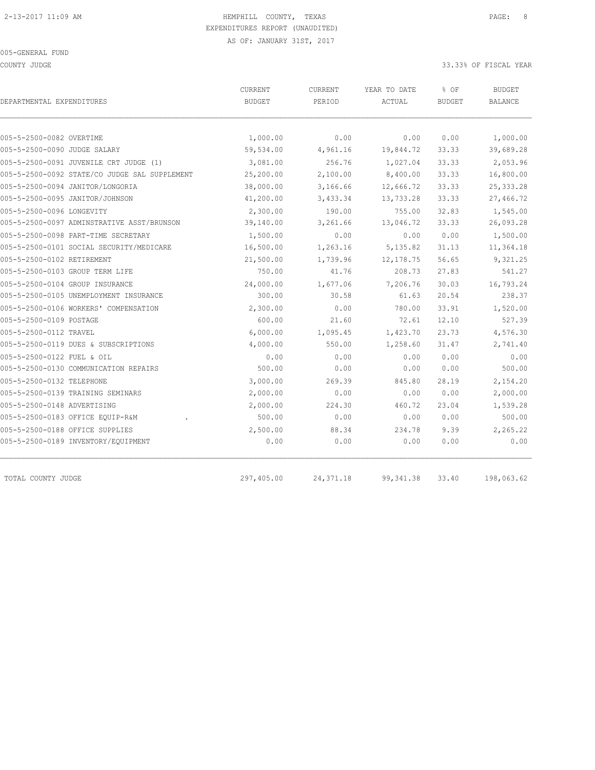HEMPHILL COUNTY, TEXAS
EXPENDITURES REPORT (UNAUDITED)
AS OF: JANUARY 31ST, 2017

005-GENERAL FUND

COUNTY JUDGE — 33.33% OF FISCAL YEAR

| DEPARTMENTAL EXPENDITURES | CURRENT BUDGET | CURRENT PERIOD | YEAR TO DATE ACTUAL | % OF BUDGET | BUDGET BALANCE |
|---|---|---|---|---|---|
| 005-5-2500-0082 OVERTIME | 1,000.00 | 0.00 | 0.00 | 0.00 | 1,000.00 |
| 005-5-2500-0090 JUDGE SALARY | 59,534.00 | 4,961.16 | 19,844.72 | 33.33 | 39,689.28 |
| 005-5-2500-0091 JUVENILE CRT JUDGE (1) | 3,081.00 | 256.76 | 1,027.04 | 33.33 | 2,053.96 |
| 005-5-2500-0092 STATE/CO JUDGE SAL SUPPLEMENT | 25,200.00 | 2,100.00 | 8,400.00 | 33.33 | 16,800.00 |
| 005-5-2500-0094 JANITOR/LONGORIA | 38,000.00 | 3,166.66 | 12,666.72 | 33.33 | 25,333.28 |
| 005-5-2500-0095 JANITOR/JOHNSON | 41,200.00 | 3,433.34 | 13,733.28 | 33.33 | 27,466.72 |
| 005-5-2500-0096 LONGEVITY | 2,300.00 | 190.00 | 755.00 | 32.83 | 1,545.00 |
| 005-5-2500-0097 ADMINSTRATIVE ASST/BRUNSON | 39,140.00 | 3,261.66 | 13,046.72 | 33.33 | 26,093.28 |
| 005-5-2500-0098 PART-TIME SECRETARY | 1,500.00 | 0.00 | 0.00 | 0.00 | 1,500.00 |
| 005-5-2500-0101 SOCIAL SECURITY/MEDICARE | 16,500.00 | 1,263.16 | 5,135.82 | 31.13 | 11,364.18 |
| 005-5-2500-0102 RETIREMENT | 21,500.00 | 1,739.96 | 12,178.75 | 56.65 | 9,321.25 |
| 005-5-2500-0103 GROUP TERM LIFE | 750.00 | 41.76 | 208.73 | 27.83 | 541.27 |
| 005-5-2500-0104 GROUP INSURANCE | 24,000.00 | 1,677.06 | 7,206.76 | 30.03 | 16,793.24 |
| 005-5-2500-0105 UNEMPLOYMENT INSURANCE | 300.00 | 30.58 | 61.63 | 20.54 | 238.37 |
| 005-5-2500-0106 WORKERS' COMPENSATION | 2,300.00 | 0.00 | 780.00 | 33.91 | 1,520.00 |
| 005-5-2500-0109 POSTAGE | 600.00 | 21.60 | 72.61 | 12.10 | 527.39 |
| 005-5-2500-0112 TRAVEL | 6,000.00 | 1,095.45 | 1,423.70 | 23.73 | 4,576.30 |
| 005-5-2500-0119 DUES & SUBSCRIPTIONS | 4,000.00 | 550.00 | 1,258.60 | 31.47 | 2,741.40 |
| 005-5-2500-0122 FUEL & OIL | 0.00 | 0.00 | 0.00 | 0.00 | 0.00 |
| 005-5-2500-0130 COMMUNICATION REPAIRS | 500.00 | 0.00 | 0.00 | 0.00 | 500.00 |
| 005-5-2500-0132 TELEPHONE | 3,000.00 | 269.39 | 845.80 | 28.19 | 2,154.20 |
| 005-5-2500-0139 TRAINING SEMINARS | 2,000.00 | 0.00 | 0.00 | 0.00 | 2,000.00 |
| 005-5-2500-0148 ADVERTISING | 2,000.00 | 224.30 | 460.72 | 23.04 | 1,539.28 |
| 005-5-2500-0183 OFFICE EQUIP-R&M . | 500.00 | 0.00 | 0.00 | 0.00 | 500.00 |
| 005-5-2500-0188 OFFICE SUPPLIES | 2,500.00 | 88.34 | 234.78 | 9.39 | 2,265.22 |
| 005-5-2500-0189 INVENTORY/EQUIPMENT | 0.00 | 0.00 | 0.00 | 0.00 | 0.00 |
| TOTAL COUNTY JUDGE | 297,405.00 | 24,371.18 | 99,341.38 | 33.40 | 198,063.62 |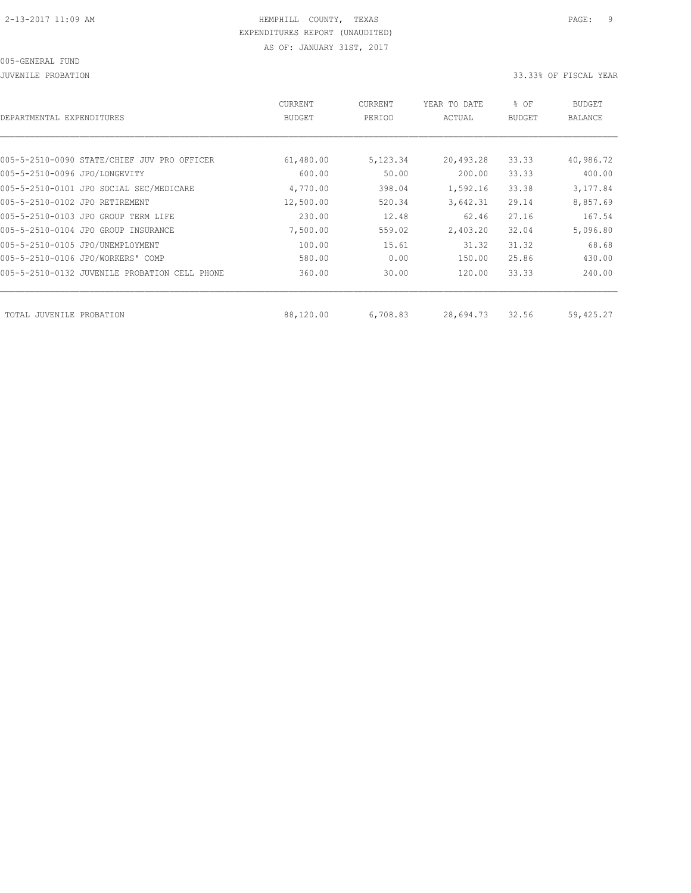HEMPHILL COUNTY, TEXAS
EXPENDITURES REPORT (UNAUDITED)
AS OF: JANUARY 31ST, 2017

005-GENERAL FUND

JUVENILE PROBATION — 33.33% OF FISCAL YEAR

| DEPARTMENTAL EXPENDITURES | CURRENT BUDGET | CURRENT PERIOD | YEAR TO DATE ACTUAL | % OF BUDGET | BUDGET BALANCE |
|---|---|---|---|---|---|
| 005-5-2510-0090 STATE/CHIEF JUV PRO OFFICER | 61,480.00 | 5,123.34 | 20,493.28 | 33.33 | 40,986.72 |
| 005-5-2510-0096 JPO/LONGEVITY | 600.00 | 50.00 | 200.00 | 33.33 | 400.00 |
| 005-5-2510-0101 JPO SOCIAL SEC/MEDICARE | 4,770.00 | 398.04 | 1,592.16 | 33.38 | 3,177.84 |
| 005-5-2510-0102 JPO RETIREMENT | 12,500.00 | 520.34 | 3,642.31 | 29.14 | 8,857.69 |
| 005-5-2510-0103 JPO GROUP TERM LIFE | 230.00 | 12.48 | 62.46 | 27.16 | 167.54 |
| 005-5-2510-0104 JPO GROUP INSURANCE | 7,500.00 | 559.02 | 2,403.20 | 32.04 | 5,096.80 |
| 005-5-2510-0105 JPO/UNEMPLOYMENT | 100.00 | 15.61 | 31.32 | 31.32 | 68.68 |
| 005-5-2510-0106 JPO/WORKERS' COMP | 580.00 | 0.00 | 150.00 | 25.86 | 430.00 |
| 005-5-2510-0132 JUVENILE PROBATION CELL PHONE | 360.00 | 30.00 | 120.00 | 33.33 | 240.00 |
| TOTAL JUVENILE PROBATION | 88,120.00 | 6,708.83 | 28,694.73 | 32.56 | 59,425.27 |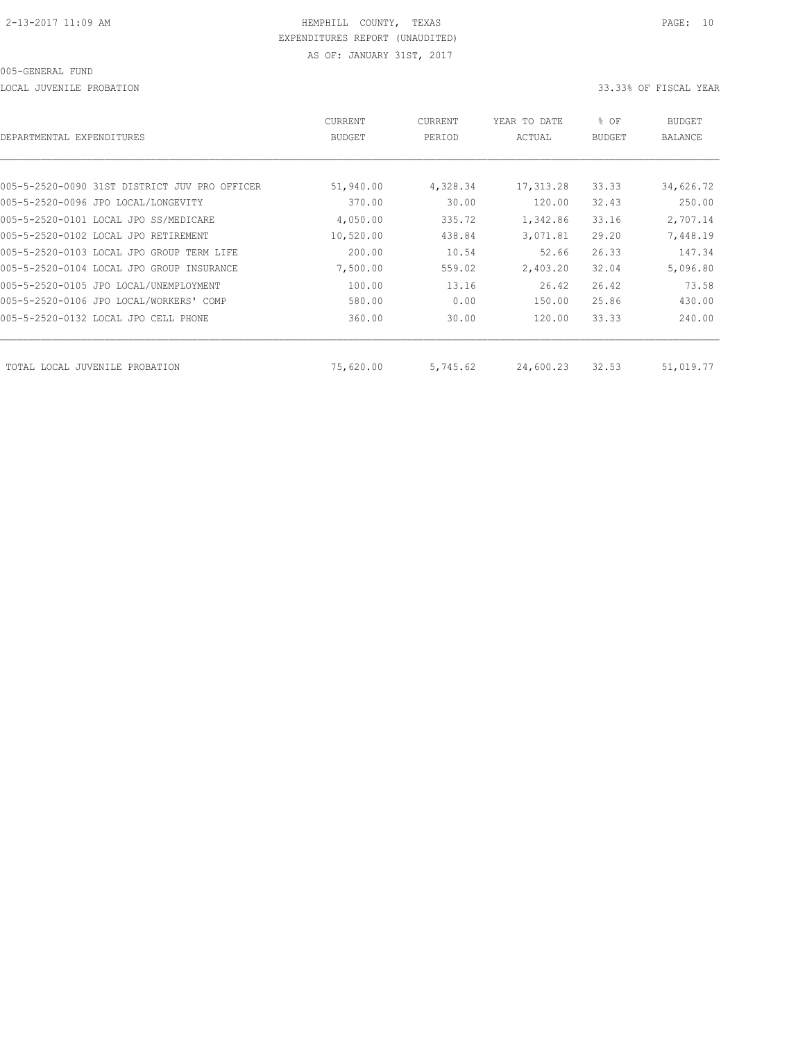HEMPHILL COUNTY, TEXAS
EXPENDITURES REPORT (UNAUDITED)
AS OF: JANUARY 31ST, 2017

005-GENERAL FUND

LOCAL JUVENILE PROBATION — 33.33% OF FISCAL YEAR

| DEPARTMENTAL EXPENDITURES | CURRENT BUDGET | CURRENT PERIOD | YEAR TO DATE ACTUAL | % OF BUDGET | BUDGET BALANCE |
|---|---|---|---|---|---|
| 005-5-2520-0090 31ST DISTRICT JUV PRO OFFICER | 51,940.00 | 4,328.34 | 17,313.28 | 33.33 | 34,626.72 |
| 005-5-2520-0096 JPO LOCAL/LONGEVITY | 370.00 | 30.00 | 120.00 | 32.43 | 250.00 |
| 005-5-2520-0101 LOCAL JPO SS/MEDICARE | 4,050.00 | 335.72 | 1,342.86 | 33.16 | 2,707.14 |
| 005-5-2520-0102 LOCAL JPO RETIREMENT | 10,520.00 | 438.84 | 3,071.81 | 29.20 | 7,448.19 |
| 005-5-2520-0103 LOCAL JPO GROUP TERM LIFE | 200.00 | 10.54 | 52.66 | 26.33 | 147.34 |
| 005-5-2520-0104 LOCAL JPO GROUP INSURANCE | 7,500.00 | 559.02 | 2,403.20 | 32.04 | 5,096.80 |
| 005-5-2520-0105 JPO LOCAL/UNEMPLOYMENT | 100.00 | 13.16 | 26.42 | 26.42 | 73.58 |
| 005-5-2520-0106 JPO LOCAL/WORKERS' COMP | 580.00 | 0.00 | 150.00 | 25.86 | 430.00 |
| 005-5-2520-0132 LOCAL JPO CELL PHONE | 360.00 | 30.00 | 120.00 | 33.33 | 240.00 |
| TOTAL LOCAL JUVENILE PROBATION | 75,620.00 | 5,745.62 | 24,600.23 | 32.53 | 51,019.77 |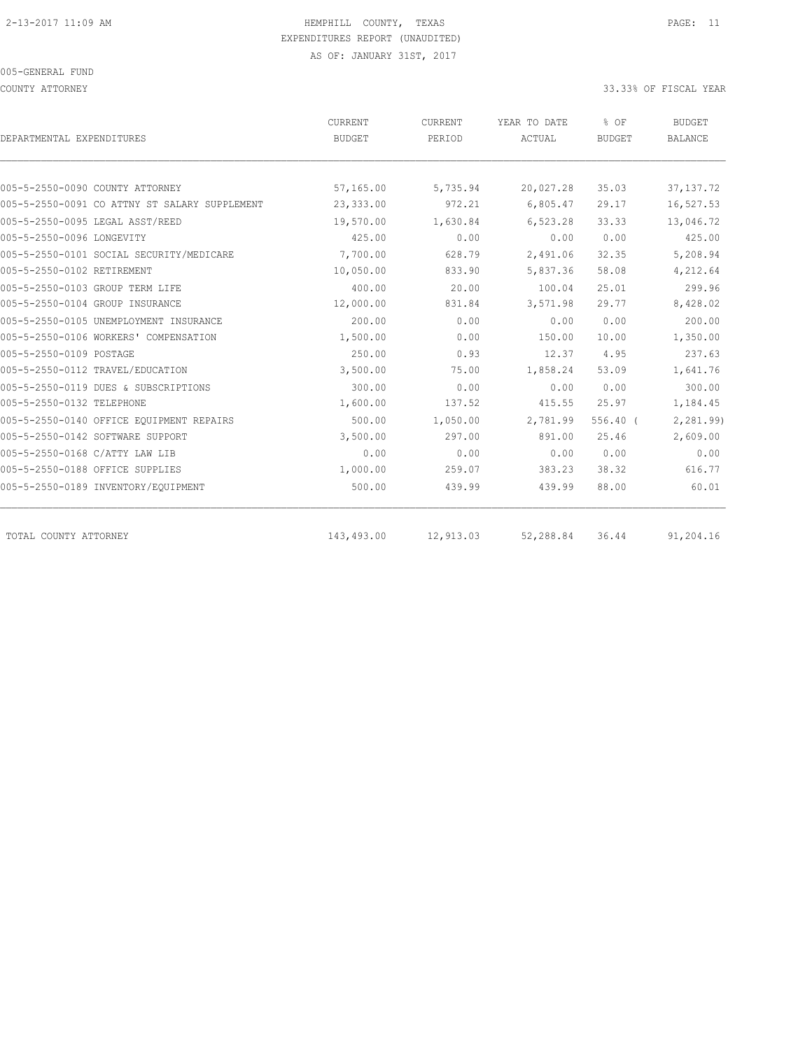HEMPHILL COUNTY, TEXAS
EXPENDITURES REPORT (UNAUDITED)
AS OF: JANUARY 31ST, 2017

005-GENERAL FUND

COUNTY ATTORNEY

33.33% OF FISCAL YEAR

| DEPARTMENTAL EXPENDITURES | CURRENT BUDGET | CURRENT PERIOD | YEAR TO DATE ACTUAL | % OF BUDGET | BUDGET BALANCE |
|---|---|---|---|---|---|
| 005-5-2550-0090 COUNTY ATTORNEY | 57,165.00 | 5,735.94 | 20,027.28 | 35.03 | 37,137.72 |
| 005-5-2550-0091 CO ATTNY ST SALARY SUPPLEMENT | 23,333.00 | 972.21 | 6,805.47 | 29.17 | 16,527.53 |
| 005-5-2550-0095 LEGAL ASST/REED | 19,570.00 | 1,630.84 | 6,523.28 | 33.33 | 13,046.72 |
| 005-5-2550-0096 LONGEVITY | 425.00 | 0.00 | 0.00 | 0.00 | 425.00 |
| 005-5-2550-0101 SOCIAL SECURITY/MEDICARE | 7,700.00 | 628.79 | 2,491.06 | 32.35 | 5,208.94 |
| 005-5-2550-0102 RETIREMENT | 10,050.00 | 833.90 | 5,837.36 | 58.08 | 4,212.64 |
| 005-5-2550-0103 GROUP TERM LIFE | 400.00 | 20.00 | 100.04 | 25.01 | 299.96 |
| 005-5-2550-0104 GROUP INSURANCE | 12,000.00 | 831.84 | 3,571.98 | 29.77 | 8,428.02 |
| 005-5-2550-0105 UNEMPLOYMENT INSURANCE | 200.00 | 0.00 | 0.00 | 0.00 | 200.00 |
| 005-5-2550-0106 WORKERS' COMPENSATION | 1,500.00 | 0.00 | 150.00 | 10.00 | 1,350.00 |
| 005-5-2550-0109 POSTAGE | 250.00 | 0.93 | 12.37 | 4.95 | 237.63 |
| 005-5-2550-0112 TRAVEL/EDUCATION | 3,500.00 | 75.00 | 1,858.24 | 53.09 | 1,641.76 |
| 005-5-2550-0119 DUES & SUBSCRIPTIONS | 300.00 | 0.00 | 0.00 | 0.00 | 300.00 |
| 005-5-2550-0132 TELEPHONE | 1,600.00 | 137.52 | 415.55 | 25.97 | 1,184.45 |
| 005-5-2550-0140 OFFICE EQUIPMENT REPAIRS | 500.00 | 1,050.00 | 2,781.99 | 556.40 ( | 2,281.99) |
| 005-5-2550-0142 SOFTWARE SUPPORT | 3,500.00 | 297.00 | 891.00 | 25.46 | 2,609.00 |
| 005-5-2550-0168 C/ATTY LAW LIB | 0.00 | 0.00 | 0.00 | 0.00 | 0.00 |
| 005-5-2550-0188 OFFICE SUPPLIES | 1,000.00 | 259.07 | 383.23 | 38.32 | 616.77 |
| 005-5-2550-0189 INVENTORY/EQUIPMENT | 500.00 | 439.99 | 439.99 | 88.00 | 60.01 |
| TOTAL COUNTY ATTORNEY | 143,493.00 | 12,913.03 | 52,288.84 | 36.44 | 91,204.16 |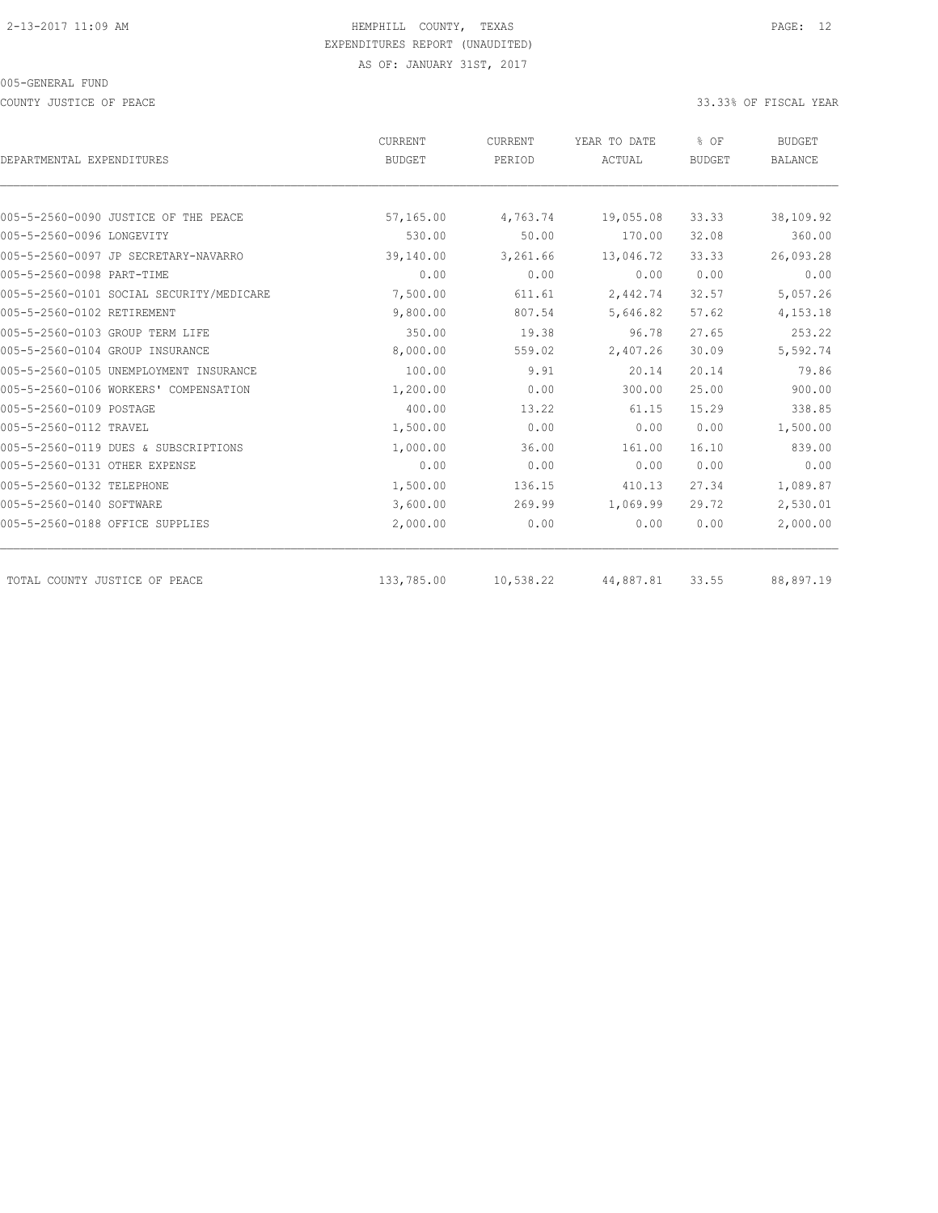HEMPHILL COUNTY, TEXAS
EXPENDITURES REPORT (UNAUDITED)
AS OF: JANUARY 31ST, 2017

005-GENERAL FUND

COUNTY JUSTICE OF PEACE — 33.33% OF FISCAL YEAR

| DEPARTMENTAL EXPENDITURES | CURRENT BUDGET | CURRENT PERIOD | YEAR TO DATE ACTUAL | % OF BUDGET | BUDGET BALANCE |
|---|---|---|---|---|---|
| 005-5-2560-0090 JUSTICE OF THE PEACE | 57,165.00 | 4,763.74 | 19,055.08 | 33.33 | 38,109.92 |
| 005-5-2560-0096 LONGEVITY | 530.00 | 50.00 | 170.00 | 32.08 | 360.00 |
| 005-5-2560-0097 JP SECRETARY-NAVARRO | 39,140.00 | 3,261.66 | 13,046.72 | 33.33 | 26,093.28 |
| 005-5-2560-0098 PART-TIME | 0.00 | 0.00 | 0.00 | 0.00 | 0.00 |
| 005-5-2560-0101 SOCIAL SECURITY/MEDICARE | 7,500.00 | 611.61 | 2,442.74 | 32.57 | 5,057.26 |
| 005-5-2560-0102 RETIREMENT | 9,800.00 | 807.54 | 5,646.82 | 57.62 | 4,153.18 |
| 005-5-2560-0103 GROUP TERM LIFE | 350.00 | 19.38 | 96.78 | 27.65 | 253.22 |
| 005-5-2560-0104 GROUP INSURANCE | 8,000.00 | 559.02 | 2,407.26 | 30.09 | 5,592.74 |
| 005-5-2560-0105 UNEMPLOYMENT INSURANCE | 100.00 | 9.91 | 20.14 | 20.14 | 79.86 |
| 005-5-2560-0106 WORKERS' COMPENSATION | 1,200.00 | 0.00 | 300.00 | 25.00 | 900.00 |
| 005-5-2560-0109 POSTAGE | 400.00 | 13.22 | 61.15 | 15.29 | 338.85 |
| 005-5-2560-0112 TRAVEL | 1,500.00 | 0.00 | 0.00 | 0.00 | 1,500.00 |
| 005-5-2560-0119 DUES & SUBSCRIPTIONS | 1,000.00 | 36.00 | 161.00 | 16.10 | 839.00 |
| 005-5-2560-0131 OTHER EXPENSE | 0.00 | 0.00 | 0.00 | 0.00 | 0.00 |
| 005-5-2560-0132 TELEPHONE | 1,500.00 | 136.15 | 410.13 | 27.34 | 1,089.87 |
| 005-5-2560-0140 SOFTWARE | 3,600.00 | 269.99 | 1,069.99 | 29.72 | 2,530.01 |
| 005-5-2560-0188 OFFICE SUPPLIES | 2,000.00 | 0.00 | 0.00 | 0.00 | 2,000.00 |
| TOTAL COUNTY JUSTICE OF PEACE | 133,785.00 | 10,538.22 | 44,887.81 | 33.55 | 88,897.19 |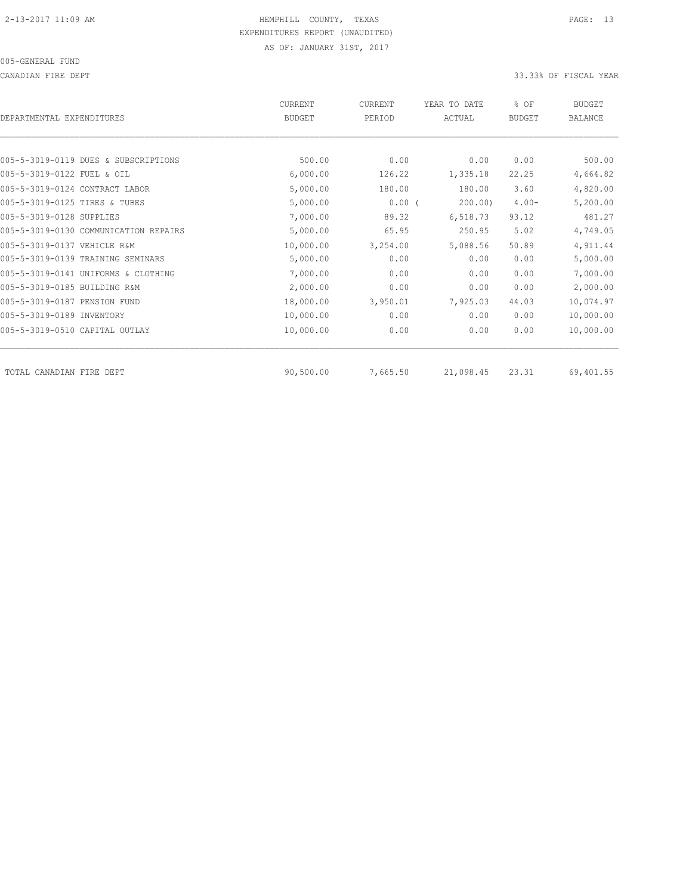# HEMPHILL COUNTY, TEXAS

EXPENDITURES REPORT (UNAUDITED)

AS OF: JANUARY 31ST, 2017

005-GENERAL FUND

CANADIAN FIRE DEPT

33.33% OF FISCAL YEAR

| DEPARTMENTAL EXPENDITURES | CURRENT BUDGET | CURRENT PERIOD | YEAR TO DATE ACTUAL | % OF BUDGET | BUDGET BALANCE |
|---|---|---|---|---|---|
| 005-5-3019-0119 DUES & SUBSCRIPTIONS | 500.00 | 0.00 | 0.00 | 0.00 | 500.00 |
| 005-5-3019-0122 FUEL & OIL | 6,000.00 | 126.22 | 1,335.18 | 22.25 | 4,664.82 |
| 005-5-3019-0124 CONTRACT LABOR | 5,000.00 | 180.00 | 180.00 | 3.60 | 4,820.00 |
| 005-5-3019-0125 TIRES & TUBES | 5,000.00 | 0.00 | ( 200.00) | 4.00- | 5,200.00 |
| 005-5-3019-0128 SUPPLIES | 7,000.00 | 89.32 | 6,518.73 | 93.12 | 481.27 |
| 005-5-3019-0130 COMMUNICATION REPAIRS | 5,000.00 | 65.95 | 250.95 | 5.02 | 4,749.05 |
| 005-5-3019-0137 VEHICLE R&M | 10,000.00 | 3,254.00 | 5,088.56 | 50.89 | 4,911.44 |
| 005-5-3019-0139 TRAINING SEMINARS | 5,000.00 | 0.00 | 0.00 | 0.00 | 5,000.00 |
| 005-5-3019-0141 UNIFORMS & CLOTHING | 7,000.00 | 0.00 | 0.00 | 0.00 | 7,000.00 |
| 005-5-3019-0185 BUILDING R&M | 2,000.00 | 0.00 | 0.00 | 0.00 | 2,000.00 |
| 005-5-3019-0187 PENSION FUND | 18,000.00 | 3,950.01 | 7,925.03 | 44.03 | 10,074.97 |
| 005-5-3019-0189 INVENTORY | 10,000.00 | 0.00 | 0.00 | 0.00 | 10,000.00 |
| 005-5-3019-0510 CAPITAL OUTLAY | 10,000.00 | 0.00 | 0.00 | 0.00 | 10,000.00 |
| TOTAL CANADIAN FIRE DEPT | 90,500.00 | 7,665.50 | 21,098.45 | 23.31 | 69,401.55 |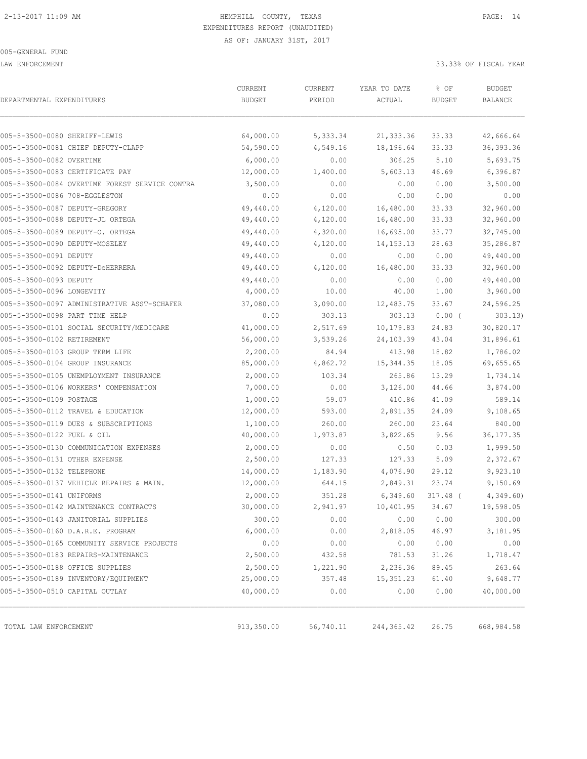HEMPHILL COUNTY, TEXAS
EXPENDITURES REPORT (UNAUDITED)
AS OF: JANUARY 31ST, 2017

005-GENERAL FUND

LAW ENFORCEMENT — 33.33% OF FISCAL YEAR

| DEPARTMENTAL EXPENDITURES | CURRENT BUDGET | CURRENT PERIOD | YEAR TO DATE ACTUAL | % OF BUDGET | BUDGET BALANCE |
|---|---|---|---|---|---|
| 005-5-3500-0080 SHERIFF-LEWIS | 64,000.00 | 5,333.34 | 21,333.36 | 33.33 | 42,666.64 |
| 005-5-3500-0081 CHIEF DEPUTY-CLAPP | 54,590.00 | 4,549.16 | 18,196.64 | 33.33 | 36,393.36 |
| 005-5-3500-0082 OVERTIME | 6,000.00 | 0.00 | 306.25 | 5.10 | 5,693.75 |
| 005-5-3500-0083 CERTIFICATE PAY | 12,000.00 | 1,400.00 | 5,603.13 | 46.69 | 6,396.87 |
| 005-5-3500-0084 OVERTIME FOREST SERVICE CONTRA | 3,500.00 | 0.00 | 0.00 | 0.00 | 3,500.00 |
| 005-5-3500-0086 708-EGGLESTON | 0.00 | 0.00 | 0.00 | 0.00 | 0.00 |
| 005-5-3500-0087 DEPUTY-GREGORY | 49,440.00 | 4,120.00 | 16,480.00 | 33.33 | 32,960.00 |
| 005-5-3500-0088 DEPUTY-JL ORTEGA | 49,440.00 | 4,120.00 | 16,480.00 | 33.33 | 32,960.00 |
| 005-5-3500-0089 DEPUTY-O. ORTEGA | 49,440.00 | 4,320.00 | 16,695.00 | 33.77 | 32,745.00 |
| 005-5-3500-0090 DEPUTY-MOSELEY | 49,440.00 | 4,120.00 | 14,153.13 | 28.63 | 35,286.87 |
| 005-5-3500-0091 DEPUTY | 49,440.00 | 0.00 | 0.00 | 0.00 | 49,440.00 |
| 005-5-3500-0092 DEPUTY-DeHERRERA | 49,440.00 | 4,120.00 | 16,480.00 | 33.33 | 32,960.00 |
| 005-5-3500-0093 DEPUTY | 49,440.00 | 0.00 | 0.00 | 0.00 | 49,440.00 |
| 005-5-3500-0096 LONGEVITY | 4,000.00 | 10.00 | 40.00 | 1.00 | 3,960.00 |
| 005-5-3500-0097 ADMINISTRATIVE ASST-SCHAFER | 37,080.00 | 3,090.00 | 12,483.75 | 33.67 | 24,596.25 |
| 005-5-3500-0098 PART TIME HELP | 0.00 | 303.13 | 303.13 | 0.00 ( | 303.13) |
| 005-5-3500-0101 SOCIAL SECURITY/MEDICARE | 41,000.00 | 2,517.69 | 10,179.83 | 24.83 | 30,820.17 |
| 005-5-3500-0102 RETIREMENT | 56,000.00 | 3,539.26 | 24,103.39 | 43.04 | 31,896.61 |
| 005-5-3500-0103 GROUP TERM LIFE | 2,200.00 | 84.94 | 413.98 | 18.82 | 1,786.02 |
| 005-5-3500-0104 GROUP INSURANCE | 85,000.00 | 4,862.72 | 15,344.35 | 18.05 | 69,655.65 |
| 005-5-3500-0105 UNEMPLOYMENT INSURANCE | 2,000.00 | 103.34 | 265.86 | 13.29 | 1,734.14 |
| 005-5-3500-0106 WORKERS' COMPENSATION | 7,000.00 | 0.00 | 3,126.00 | 44.66 | 3,874.00 |
| 005-5-3500-0109 POSTAGE | 1,000.00 | 59.07 | 410.86 | 41.09 | 589.14 |
| 005-5-3500-0112 TRAVEL & EDUCATION | 12,000.00 | 593.00 | 2,891.35 | 24.09 | 9,108.65 |
| 005-5-3500-0119 DUES & SUBSCRIPTIONS | 1,100.00 | 260.00 | 260.00 | 23.64 | 840.00 |
| 005-5-3500-0122 FUEL & OIL | 40,000.00 | 1,973.87 | 3,822.65 | 9.56 | 36,177.35 |
| 005-5-3500-0130 COMMUNICATION EXPENSES | 2,000.00 | 0.00 | 0.50 | 0.03 | 1,999.50 |
| 005-5-3500-0131 OTHER EXPENSE | 2,500.00 | 127.33 | 127.33 | 5.09 | 2,372.67 |
| 005-5-3500-0132 TELEPHONE | 14,000.00 | 1,183.90 | 4,076.90 | 29.12 | 9,923.10 |
| 005-5-3500-0137 VEHICLE REPAIRS & MAIN. | 12,000.00 | 644.15 | 2,849.31 | 23.74 | 9,150.69 |
| 005-5-3500-0141 UNIFORMS | 2,000.00 | 351.28 | 6,349.60 | 317.48 ( | 4,349.60) |
| 005-5-3500-0142 MAINTENANCE CONTRACTS | 30,000.00 | 2,941.97 | 10,401.95 | 34.67 | 19,598.05 |
| 005-5-3500-0143 JANITORIAL SUPPLIES | 300.00 | 0.00 | 0.00 | 0.00 | 300.00 |
| 005-5-3500-0160 D.A.R.E. PROGRAM | 6,000.00 | 0.00 | 2,818.05 | 46.97 | 3,181.95 |
| 005-5-3500-0165 COMMUNITY SERVICE PROJECTS | 0.00 | 0.00 | 0.00 | 0.00 | 0.00 |
| 005-5-3500-0183 REPAIRS-MAINTENANCE | 2,500.00 | 432.58 | 781.53 | 31.26 | 1,718.47 |
| 005-5-3500-0188 OFFICE SUPPLIES | 2,500.00 | 1,221.90 | 2,236.36 | 89.45 | 263.64 |
| 005-5-3500-0189 INVENTORY/EQUIPMENT | 25,000.00 | 357.48 | 15,351.23 | 61.40 | 9,648.77 |
| 005-5-3500-0510 CAPITAL OUTLAY | 40,000.00 | 0.00 | 0.00 | 0.00 | 40,000.00 |
| TOTAL LAW ENFORCEMENT | 913,350.00 | 56,740.11 | 244,365.42 | 26.75 | 668,984.58 |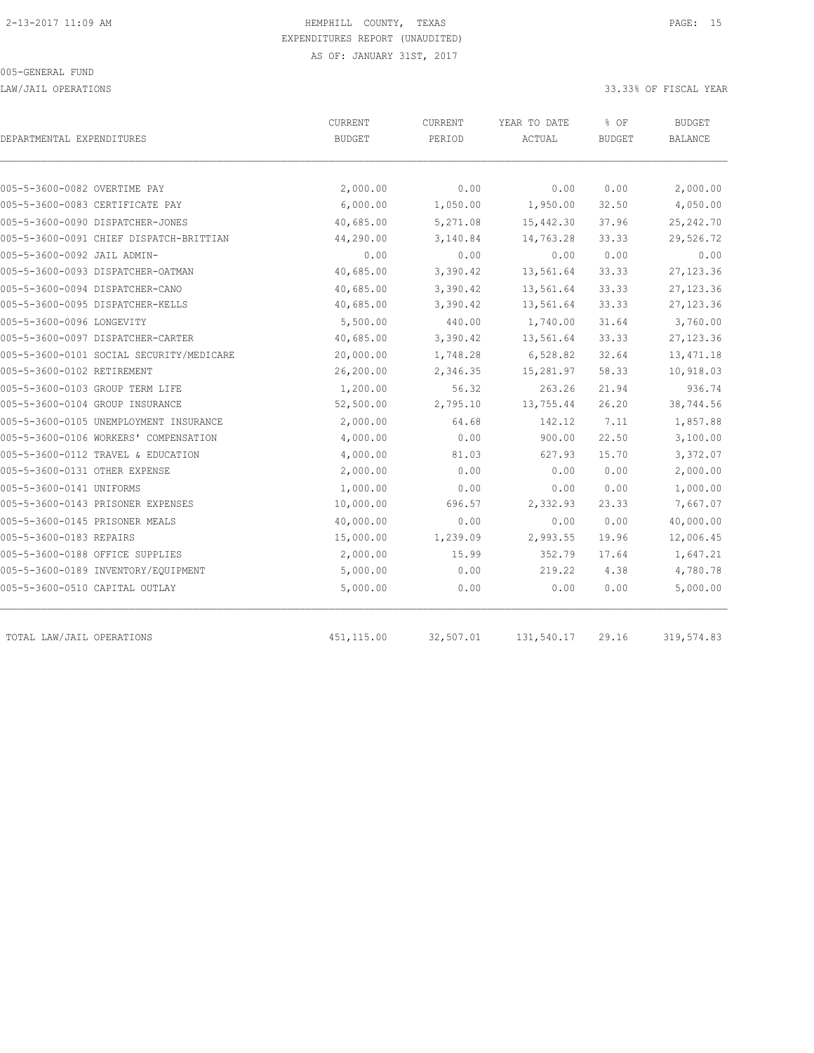HEMPHILL COUNTY, TEXAS
EXPENDITURES REPORT (UNAUDITED)
AS OF: JANUARY 31ST, 2017

005-GENERAL FUND

LAW/JAIL OPERATIONS

33.33% OF FISCAL YEAR

| DEPARTMENTAL EXPENDITURES | CURRENT BUDGET | CURRENT PERIOD | YEAR TO DATE ACTUAL | % OF BUDGET | BUDGET BALANCE |
|---|---|---|---|---|---|
| 005-5-3600-0082 OVERTIME PAY | 2,000.00 | 0.00 | 0.00 | 0.00 | 2,000.00 |
| 005-5-3600-0083 CERTIFICATE PAY | 6,000.00 | 1,050.00 | 1,950.00 | 32.50 | 4,050.00 |
| 005-5-3600-0090 DISPATCHER-JONES | 40,685.00 | 5,271.08 | 15,442.30 | 37.96 | 25,242.70 |
| 005-5-3600-0091 CHIEF DISPATCH-BRITTIAN | 44,290.00 | 3,140.84 | 14,763.28 | 33.33 | 29,526.72 |
| 005-5-3600-0092 JAIL ADMIN- | 0.00 | 0.00 | 0.00 | 0.00 | 0.00 |
| 005-5-3600-0093 DISPATCHER-OATMAN | 40,685.00 | 3,390.42 | 13,561.64 | 33.33 | 27,123.36 |
| 005-5-3600-0094 DISPATCHER-CANO | 40,685.00 | 3,390.42 | 13,561.64 | 33.33 | 27,123.36 |
| 005-5-3600-0095 DISPATCHER-KELLS | 40,685.00 | 3,390.42 | 13,561.64 | 33.33 | 27,123.36 |
| 005-5-3600-0096 LONGEVITY | 5,500.00 | 440.00 | 1,740.00 | 31.64 | 3,760.00 |
| 005-5-3600-0097 DISPATCHER-CARTER | 40,685.00 | 3,390.42 | 13,561.64 | 33.33 | 27,123.36 |
| 005-5-3600-0101 SOCIAL SECURITY/MEDICARE | 20,000.00 | 1,748.28 | 6,528.82 | 32.64 | 13,471.18 |
| 005-5-3600-0102 RETIREMENT | 26,200.00 | 2,346.35 | 15,281.97 | 58.33 | 10,918.03 |
| 005-5-3600-0103 GROUP TERM LIFE | 1,200.00 | 56.32 | 263.26 | 21.94 | 936.74 |
| 005-5-3600-0104 GROUP INSURANCE | 52,500.00 | 2,795.10 | 13,755.44 | 26.20 | 38,744.56 |
| 005-5-3600-0105 UNEMPLOYMENT INSURANCE | 2,000.00 | 64.68 | 142.12 | 7.11 | 1,857.88 |
| 005-5-3600-0106 WORKERS' COMPENSATION | 4,000.00 | 0.00 | 900.00 | 22.50 | 3,100.00 |
| 005-5-3600-0112 TRAVEL & EDUCATION | 4,000.00 | 81.03 | 627.93 | 15.70 | 3,372.07 |
| 005-5-3600-0131 OTHER EXPENSE | 2,000.00 | 0.00 | 0.00 | 0.00 | 2,000.00 |
| 005-5-3600-0141 UNIFORMS | 1,000.00 | 0.00 | 0.00 | 0.00 | 1,000.00 |
| 005-5-3600-0143 PRISONER EXPENSES | 10,000.00 | 696.57 | 2,332.93 | 23.33 | 7,667.07 |
| 005-5-3600-0145 PRISONER MEALS | 40,000.00 | 0.00 | 0.00 | 0.00 | 40,000.00 |
| 005-5-3600-0183 REPAIRS | 15,000.00 | 1,239.09 | 2,993.55 | 19.96 | 12,006.45 |
| 005-5-3600-0188 OFFICE SUPPLIES | 2,000.00 | 15.99 | 352.79 | 17.64 | 1,647.21 |
| 005-5-3600-0189 INVENTORY/EQUIPMENT | 5,000.00 | 0.00 | 219.22 | 4.38 | 4,780.78 |
| 005-5-3600-0510 CAPITAL OUTLAY | 5,000.00 | 0.00 | 0.00 | 0.00 | 5,000.00 |
| TOTAL LAW/JAIL OPERATIONS | 451,115.00 | 32,507.01 | 131,540.17 | 29.16 | 319,574.83 |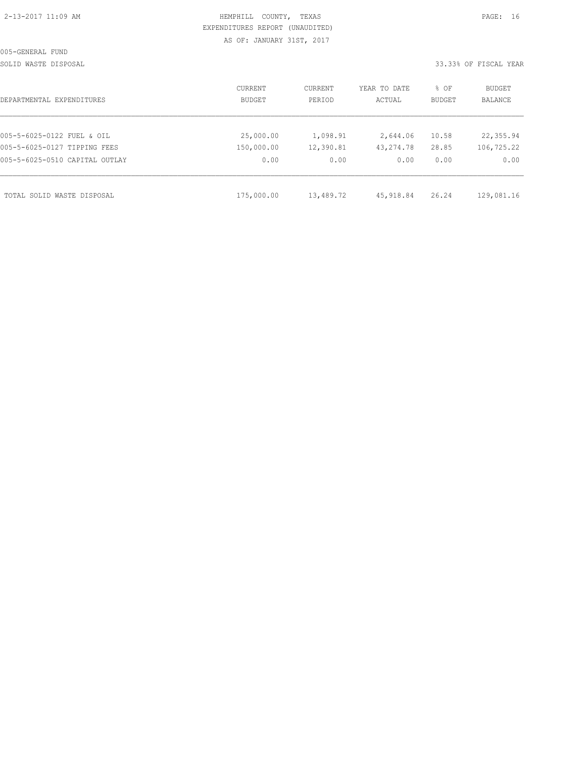HEMPHILL COUNTY, TEXAS
EXPENDITURES REPORT (UNAUDITED)
AS OF: JANUARY 31ST, 2017

005-GENERAL FUND

SOLID WASTE DISPOSAL

33.33% OF FISCAL YEAR

| DEPARTMENTAL EXPENDITURES | CURRENT BUDGET | CURRENT PERIOD | YEAR TO DATE ACTUAL | % OF BUDGET | BUDGET BALANCE |
|---|---|---|---|---|---|
| 005-5-6025-0122 FUEL & OIL | 25,000.00 | 1,098.91 | 2,644.06 | 10.58 | 22,355.94 |
| 005-5-6025-0127 TIPPING FEES | 150,000.00 | 12,390.81 | 43,274.78 | 28.85 | 106,725.22 |
| 005-5-6025-0510 CAPITAL OUTLAY | 0.00 | 0.00 | 0.00 | 0.00 | 0.00 |
| TOTAL SOLID WASTE DISPOSAL | 175,000.00 | 13,489.72 | 45,918.84 | 26.24 | 129,081.16 |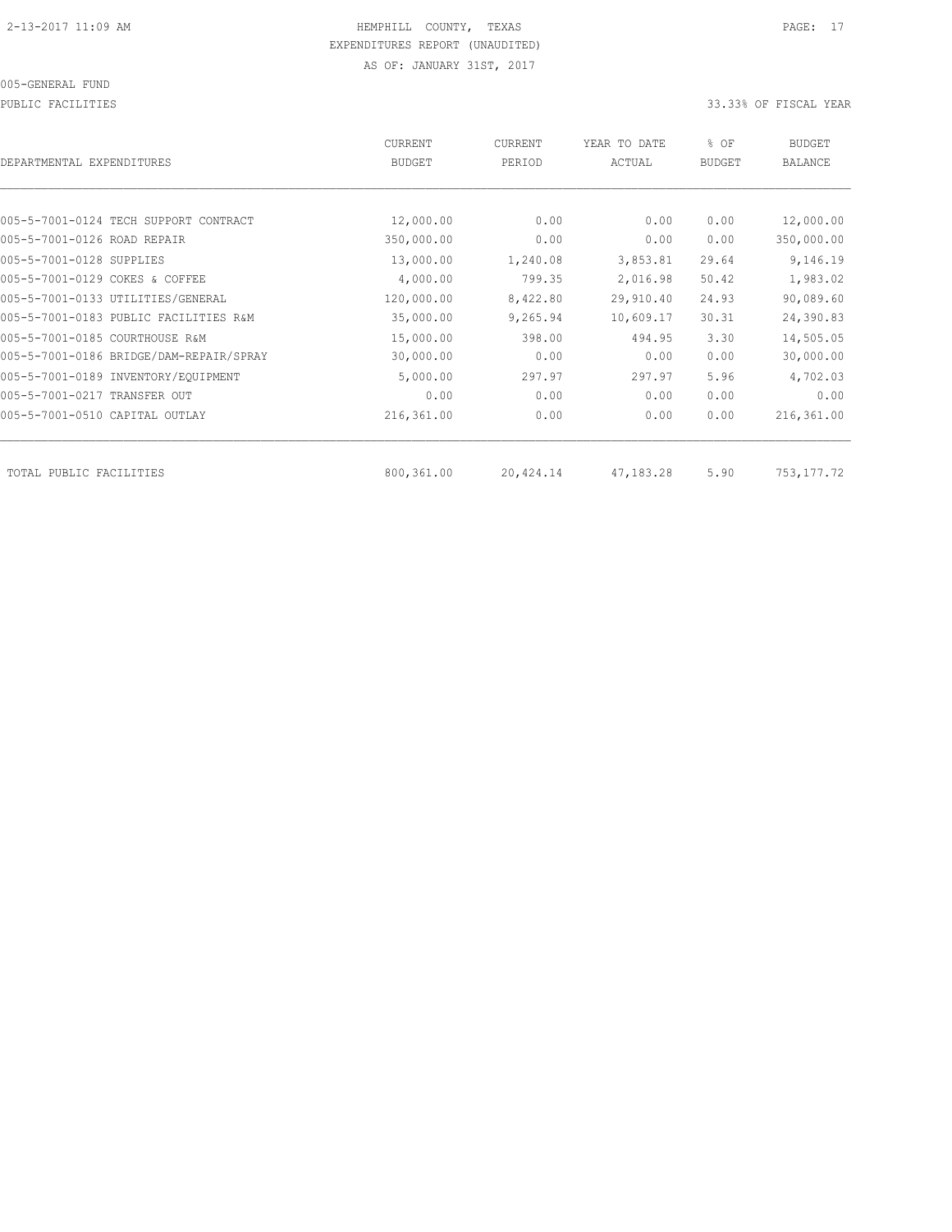HEMPHILL COUNTY, TEXAS

EXPENDITURES REPORT (UNAUDITED)

AS OF: JANUARY 31ST, 2017

005-GENERAL FUND

PUBLIC FACILITIES

33.33% OF FISCAL YEAR

| DEPARTMENTAL EXPENDITURES | CURRENT BUDGET | CURRENT PERIOD | YEAR TO DATE ACTUAL | % OF BUDGET | BUDGET BALANCE |
|---|---|---|---|---|---|
| 005-5-7001-0124 TECH SUPPORT CONTRACT | 12,000.00 | 0.00 | 0.00 | 0.00 | 12,000.00 |
| 005-5-7001-0126 ROAD REPAIR | 350,000.00 | 0.00 | 0.00 | 0.00 | 350,000.00 |
| 005-5-7001-0128 SUPPLIES | 13,000.00 | 1,240.08 | 3,853.81 | 29.64 | 9,146.19 |
| 005-5-7001-0129 COKES & COFFEE | 4,000.00 | 799.35 | 2,016.98 | 50.42 | 1,983.02 |
| 005-5-7001-0133 UTILITIES/GENERAL | 120,000.00 | 8,422.80 | 29,910.40 | 24.93 | 90,089.60 |
| 005-5-7001-0183 PUBLIC FACILITIES R&M | 35,000.00 | 9,265.94 | 10,609.17 | 30.31 | 24,390.83 |
| 005-5-7001-0185 COURTHOUSE R&M | 15,000.00 | 398.00 | 494.95 | 3.30 | 14,505.05 |
| 005-5-7001-0186 BRIDGE/DAM-REPAIR/SPRAY | 30,000.00 | 0.00 | 0.00 | 0.00 | 30,000.00 |
| 005-5-7001-0189 INVENTORY/EQUIPMENT | 5,000.00 | 297.97 | 297.97 | 5.96 | 4,702.03 |
| 005-5-7001-0217 TRANSFER OUT | 0.00 | 0.00 | 0.00 | 0.00 | 0.00 |
| 005-5-7001-0510 CAPITAL OUTLAY | 216,361.00 | 0.00 | 0.00 | 0.00 | 216,361.00 |
| TOTAL PUBLIC FACILITIES | 800,361.00 | 20,424.14 | 47,183.28 | 5.90 | 753,177.72 |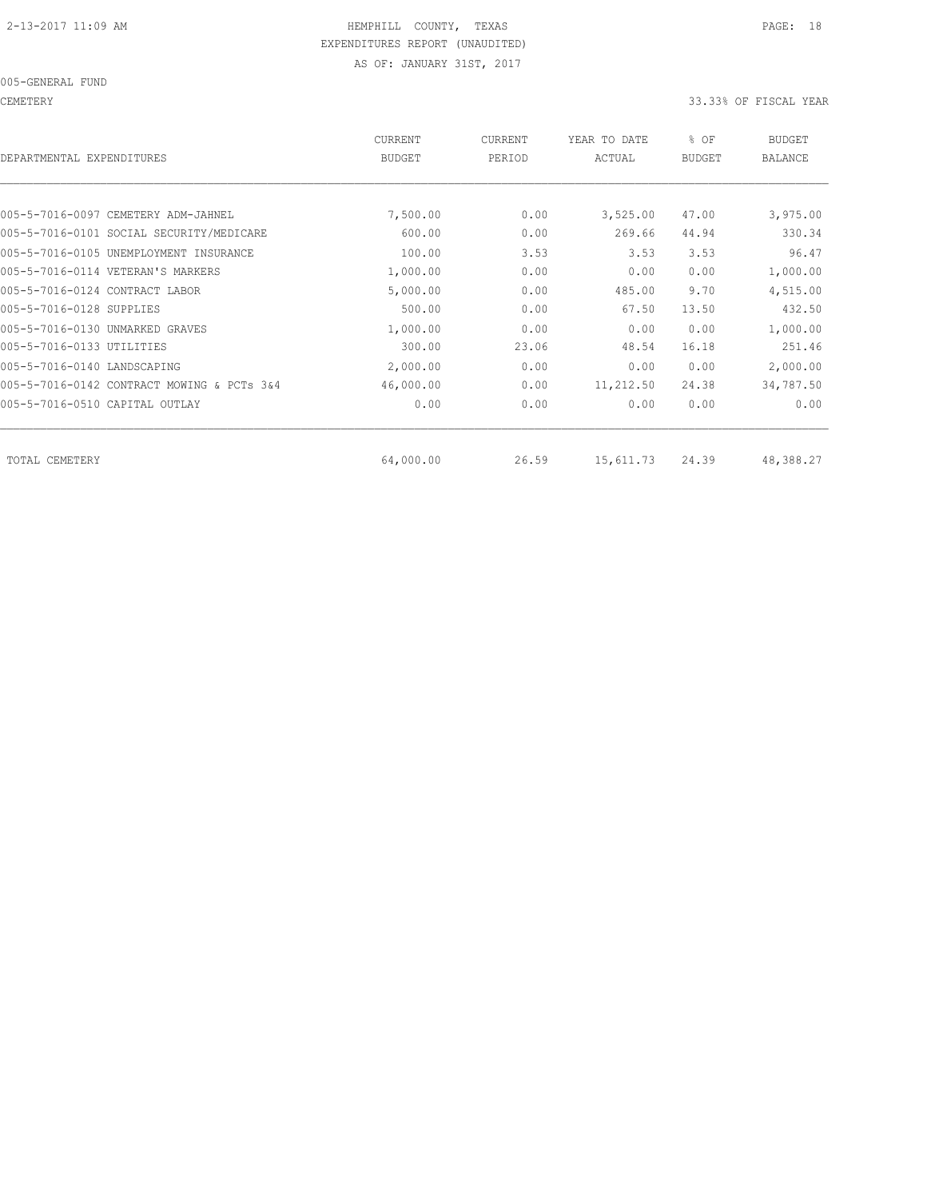2-13-2017 11:09 AM

HEMPHILL COUNTY, TEXAS

EXPENDITURES REPORT (UNAUDITED)

AS OF: JANUARY 31ST, 2017

005-GENERAL FUND

CEMETERY

33.33% OF FISCAL YEAR

| DEPARTMENTAL EXPENDITURES | CURRENT BUDGET | CURRENT PERIOD | YEAR TO DATE ACTUAL | % OF BUDGET | BUDGET BALANCE |
|---|---|---|---|---|---|
| 005-5-7016-0097 CEMETERY ADM-JAHNEL | 7,500.00 | 0.00 | 3,525.00 | 47.00 | 3,975.00 |
| 005-5-7016-0101 SOCIAL SECURITY/MEDICARE | 600.00 | 0.00 | 269.66 | 44.94 | 330.34 |
| 005-5-7016-0105 UNEMPLOYMENT INSURANCE | 100.00 | 3.53 | 3.53 | 3.53 | 96.47 |
| 005-5-7016-0114 VETERAN'S MARKERS | 1,000.00 | 0.00 | 0.00 | 0.00 | 1,000.00 |
| 005-5-7016-0124 CONTRACT LABOR | 5,000.00 | 0.00 | 485.00 | 9.70 | 4,515.00 |
| 005-5-7016-0128 SUPPLIES | 500.00 | 0.00 | 67.50 | 13.50 | 432.50 |
| 005-5-7016-0130 UNMARKED GRAVES | 1,000.00 | 0.00 | 0.00 | 0.00 | 1,000.00 |
| 005-5-7016-0133 UTILITIES | 300.00 | 23.06 | 48.54 | 16.18 | 251.46 |
| 005-5-7016-0140 LANDSCAPING | 2,000.00 | 0.00 | 0.00 | 0.00 | 2,000.00 |
| 005-5-7016-0142 CONTRACT MOWING & PCTs 3&4 | 46,000.00 | 0.00 | 11,212.50 | 24.38 | 34,787.50 |
| 005-5-7016-0510 CAPITAL OUTLAY | 0.00 | 0.00 | 0.00 | 0.00 | 0.00 |
| TOTAL CEMETERY | 64,000.00 | 26.59 | 15,611.73 | 24.39 | 48,388.27 |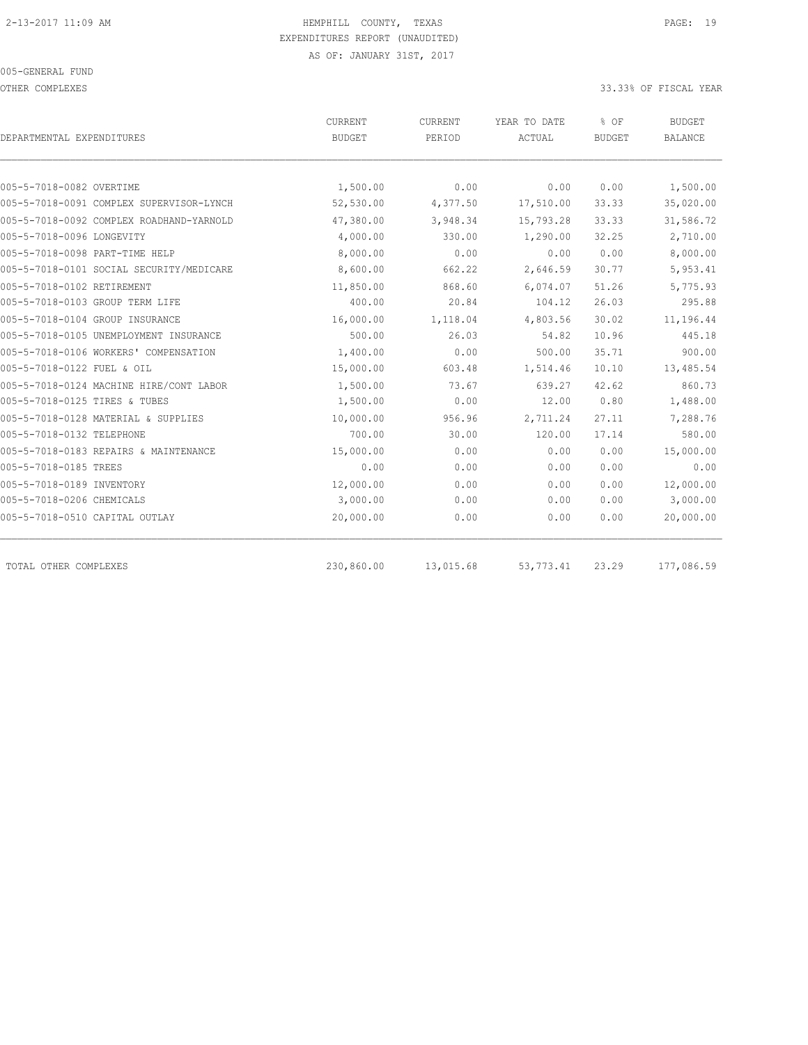2-13-2017 11:09 AM

HEMPHILL COUNTY, TEXAS

EXPENDITURES REPORT (UNAUDITED)

AS OF: JANUARY 31ST, 2017

005-GENERAL FUND

OTHER COMPLEXES

33.33% OF FISCAL YEAR

| DEPARTMENTAL EXPENDITURES | CURRENT BUDGET | CURRENT PERIOD | YEAR TO DATE ACTUAL | % OF BUDGET | BUDGET BALANCE |
|---|---|---|---|---|---|
| 005-5-7018-0082 OVERTIME | 1,500.00 | 0.00 | 0.00 | 0.00 | 1,500.00 |
| 005-5-7018-0091 COMPLEX SUPERVISOR-LYNCH | 52,530.00 | 4,377.50 | 17,510.00 | 33.33 | 35,020.00 |
| 005-5-7018-0092 COMPLEX ROADHAND-YARNOLD | 47,380.00 | 3,948.34 | 15,793.28 | 33.33 | 31,586.72 |
| 005-5-7018-0096 LONGEVITY | 4,000.00 | 330.00 | 1,290.00 | 32.25 | 2,710.00 |
| 005-5-7018-0098 PART-TIME HELP | 8,000.00 | 0.00 | 0.00 | 0.00 | 8,000.00 |
| 005-5-7018-0101 SOCIAL SECURITY/MEDICARE | 8,600.00 | 662.22 | 2,646.59 | 30.77 | 5,953.41 |
| 005-5-7018-0102 RETIREMENT | 11,850.00 | 868.60 | 6,074.07 | 51.26 | 5,775.93 |
| 005-5-7018-0103 GROUP TERM LIFE | 400.00 | 20.84 | 104.12 | 26.03 | 295.88 |
| 005-5-7018-0104 GROUP INSURANCE | 16,000.00 | 1,118.04 | 4,803.56 | 30.02 | 11,196.44 |
| 005-5-7018-0105 UNEMPLOYMENT INSURANCE | 500.00 | 26.03 | 54.82 | 10.96 | 445.18 |
| 005-5-7018-0106 WORKERS' COMPENSATION | 1,400.00 | 0.00 | 500.00 | 35.71 | 900.00 |
| 005-5-7018-0122 FUEL & OIL | 15,000.00 | 603.48 | 1,514.46 | 10.10 | 13,485.54 |
| 005-5-7018-0124 MACHINE HIRE/CONT LABOR | 1,500.00 | 73.67 | 639.27 | 42.62 | 860.73 |
| 005-5-7018-0125 TIRES & TUBES | 1,500.00 | 0.00 | 12.00 | 0.80 | 1,488.00 |
| 005-5-7018-0128 MATERIAL & SUPPLIES | 10,000.00 | 956.96 | 2,711.24 | 27.11 | 7,288.76 |
| 005-5-7018-0132 TELEPHONE | 700.00 | 30.00 | 120.00 | 17.14 | 580.00 |
| 005-5-7018-0183 REPAIRS & MAINTENANCE | 15,000.00 | 0.00 | 0.00 | 0.00 | 15,000.00 |
| 005-5-7018-0185 TREES | 0.00 | 0.00 | 0.00 | 0.00 | 0.00 |
| 005-5-7018-0189 INVENTORY | 12,000.00 | 0.00 | 0.00 | 0.00 | 12,000.00 |
| 005-5-7018-0206 CHEMICALS | 3,000.00 | 0.00 | 0.00 | 0.00 | 3,000.00 |
| 005-5-7018-0510 CAPITAL OUTLAY | 20,000.00 | 0.00 | 0.00 | 0.00 | 20,000.00 |
| TOTAL OTHER COMPLEXES | 230,860.00 | 13,015.68 | 53,773.41 | 23.29 | 177,086.59 |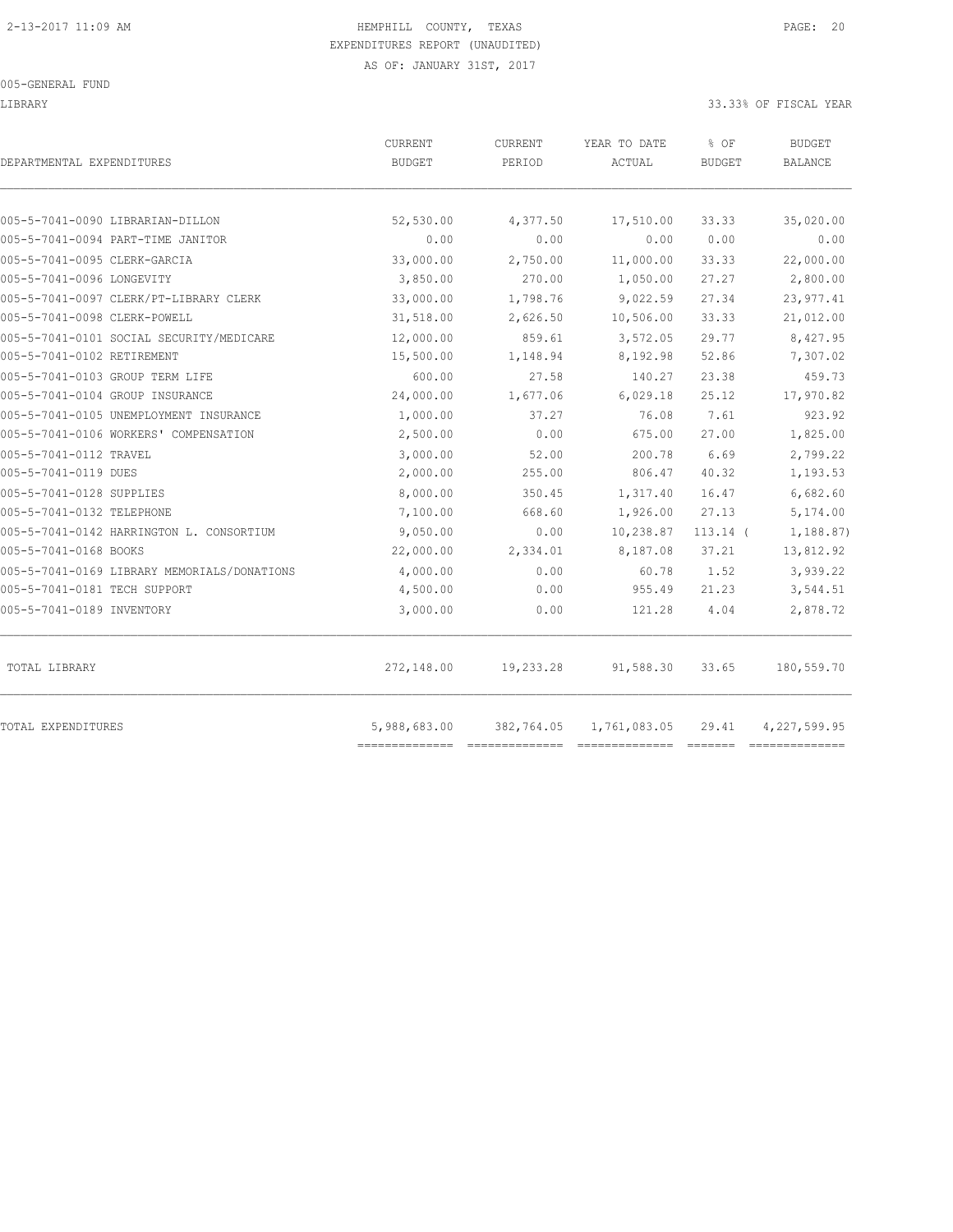HEMPHILL COUNTY, TEXAS
EXPENDITURES REPORT (UNAUDITED)
AS OF: JANUARY 31ST, 2017

005-GENERAL FUND

LIBRARY

33.33% OF FISCAL YEAR

| DEPARTMENTAL EXPENDITURES | CURRENT BUDGET | CURRENT PERIOD | YEAR TO DATE ACTUAL | % OF BUDGET | BUDGET BALANCE |
|---|---|---|---|---|---|
| 005-5-7041-0090 LIBRARIAN-DILLON | 52,530.00 | 4,377.50 | 17,510.00 | 33.33 | 35,020.00 |
| 005-5-7041-0094 PART-TIME JANITOR | 0.00 | 0.00 | 0.00 | 0.00 | 0.00 |
| 005-5-7041-0095 CLERK-GARCIA | 33,000.00 | 2,750.00 | 11,000.00 | 33.33 | 22,000.00 |
| 005-5-7041-0096 LONGEVITY | 3,850.00 | 270.00 | 1,050.00 | 27.27 | 2,800.00 |
| 005-5-7041-0097 CLERK/PT-LIBRARY CLERK | 33,000.00 | 1,798.76 | 9,022.59 | 27.34 | 23,977.41 |
| 005-5-7041-0098 CLERK-POWELL | 31,518.00 | 2,626.50 | 10,506.00 | 33.33 | 21,012.00 |
| 005-5-7041-0101 SOCIAL SECURITY/MEDICARE | 12,000.00 | 859.61 | 3,572.05 | 29.77 | 8,427.95 |
| 005-5-7041-0102 RETIREMENT | 15,500.00 | 1,148.94 | 8,192.98 | 52.86 | 7,307.02 |
| 005-5-7041-0103 GROUP TERM LIFE | 600.00 | 27.58 | 140.27 | 23.38 | 459.73 |
| 005-5-7041-0104 GROUP INSURANCE | 24,000.00 | 1,677.06 | 6,029.18 | 25.12 | 17,970.82 |
| 005-5-7041-0105 UNEMPLOYMENT INSURANCE | 1,000.00 | 37.27 | 76.08 | 7.61 | 923.92 |
| 005-5-7041-0106 WORKERS' COMPENSATION | 2,500.00 | 0.00 | 675.00 | 27.00 | 1,825.00 |
| 005-5-7041-0112 TRAVEL | 3,000.00 | 52.00 | 200.78 | 6.69 | 2,799.22 |
| 005-5-7041-0119 DUES | 2,000.00 | 255.00 | 806.47 | 40.32 | 1,193.53 |
| 005-5-7041-0128 SUPPLIES | 8,000.00 | 350.45 | 1,317.40 | 16.47 | 6,682.60 |
| 005-5-7041-0132 TELEPHONE | 7,100.00 | 668.60 | 1,926.00 | 27.13 | 5,174.00 |
| 005-5-7041-0142 HARRINGTON L. CONSORTIUM | 9,050.00 | 0.00 | 10,238.87 | 113.14 ( | 1,188.87) |
| 005-5-7041-0168 BOOKS | 22,000.00 | 2,334.01 | 8,187.08 | 37.21 | 13,812.92 |
| 005-5-7041-0169 LIBRARY MEMORIALS/DONATIONS | 4,000.00 | 0.00 | 60.78 | 1.52 | 3,939.22 |
| 005-5-7041-0181 TECH SUPPORT | 4,500.00 | 0.00 | 955.49 | 21.23 | 3,544.51 |
| 005-5-7041-0189 INVENTORY | 3,000.00 | 0.00 | 121.28 | 4.04 | 2,878.72 |
| TOTAL LIBRARY | 272,148.00 | 19,233.28 | 91,588.30 | 33.65 | 180,559.70 |
| TOTAL EXPENDITURES | 5,988,683.00 | 382,764.05 | 1,761,083.05 | 29.41 | 4,227,599.95 |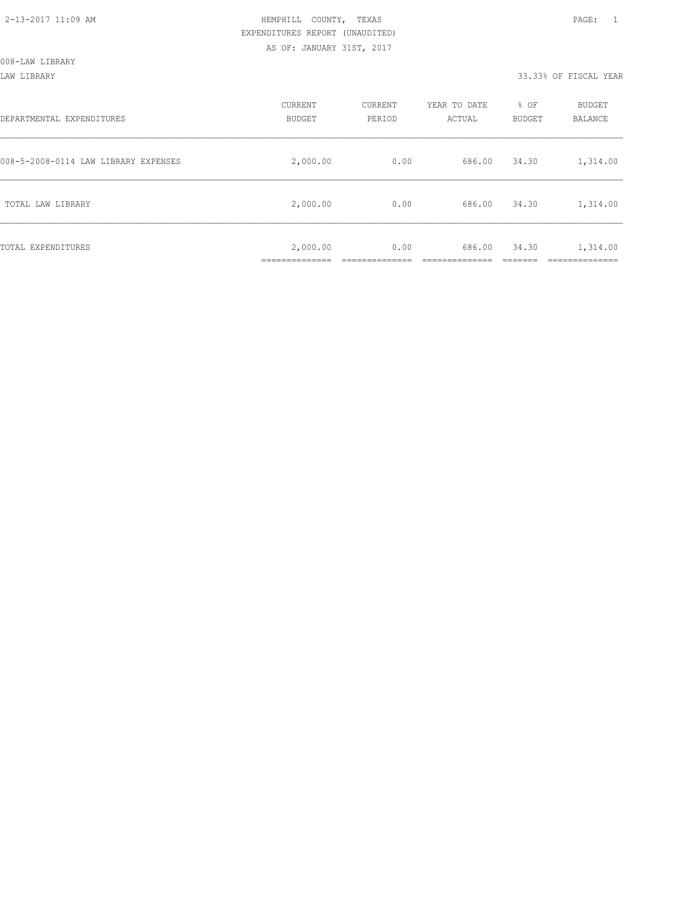HEMPHILL COUNTY, TEXAS
EXPENDITURES REPORT (UNAUDITED)
AS OF: JANUARY 31ST, 2017

008-LAW LIBRARY

LAW LIBRARY 33.33% OF FISCAL YEAR

| DEPARTMENTAL EXPENDITURES | CURRENT BUDGET | CURRENT PERIOD | YEAR TO DATE ACTUAL | % OF BUDGET | BUDGET BALANCE |
|---|---|---|---|---|---|
| 008-5-2008-0114 LAW LIBRARY EXPENSES | 2,000.00 | 0.00 | 686.00 | 34.30 | 1,314.00 |
| TOTAL LAW LIBRARY | 2,000.00 | 0.00 | 686.00 | 34.30 | 1,314.00 |
| TOTAL EXPENDITURES | 2,000.00 | 0.00 | 686.00 | 34.30 | 1,314.00 |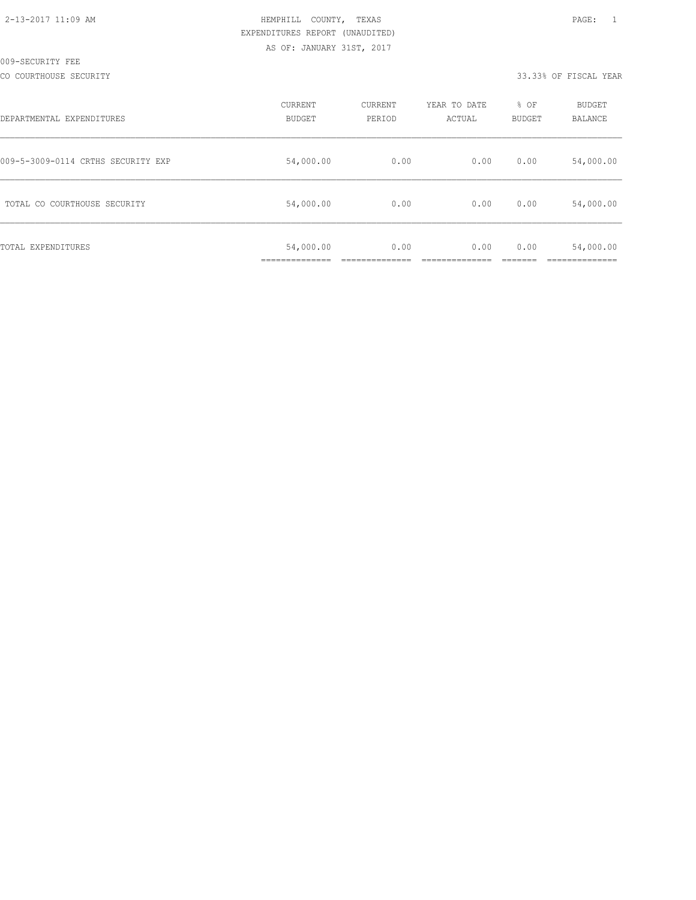2-13-2017 11:09 AM

HEMPHILL COUNTY, TEXAS
EXPENDITURES REPORT (UNAUDITED)
AS OF: JANUARY 31ST, 2017

009-SECURITY FEE

CO COURTHOUSE SECURITY

33.33% OF FISCAL YEAR

| DEPARTMENTAL EXPENDITURES | CURRENT BUDGET | CURRENT PERIOD | YEAR TO DATE ACTUAL | % OF BUDGET | BUDGET BALANCE |
|---|---|---|---|---|---|
| 009-5-3009-0114 CRTHS SECURITY EXP | 54,000.00 | 0.00 | 0.00 | 0.00 | 54,000.00 |
| TOTAL CO COURTHOUSE SECURITY | 54,000.00 | 0.00 | 0.00 | 0.00 | 54,000.00 |
| TOTAL EXPENDITURES | 54,000.00 | 0.00 | 0.00 | 0.00 | 54,000.00 |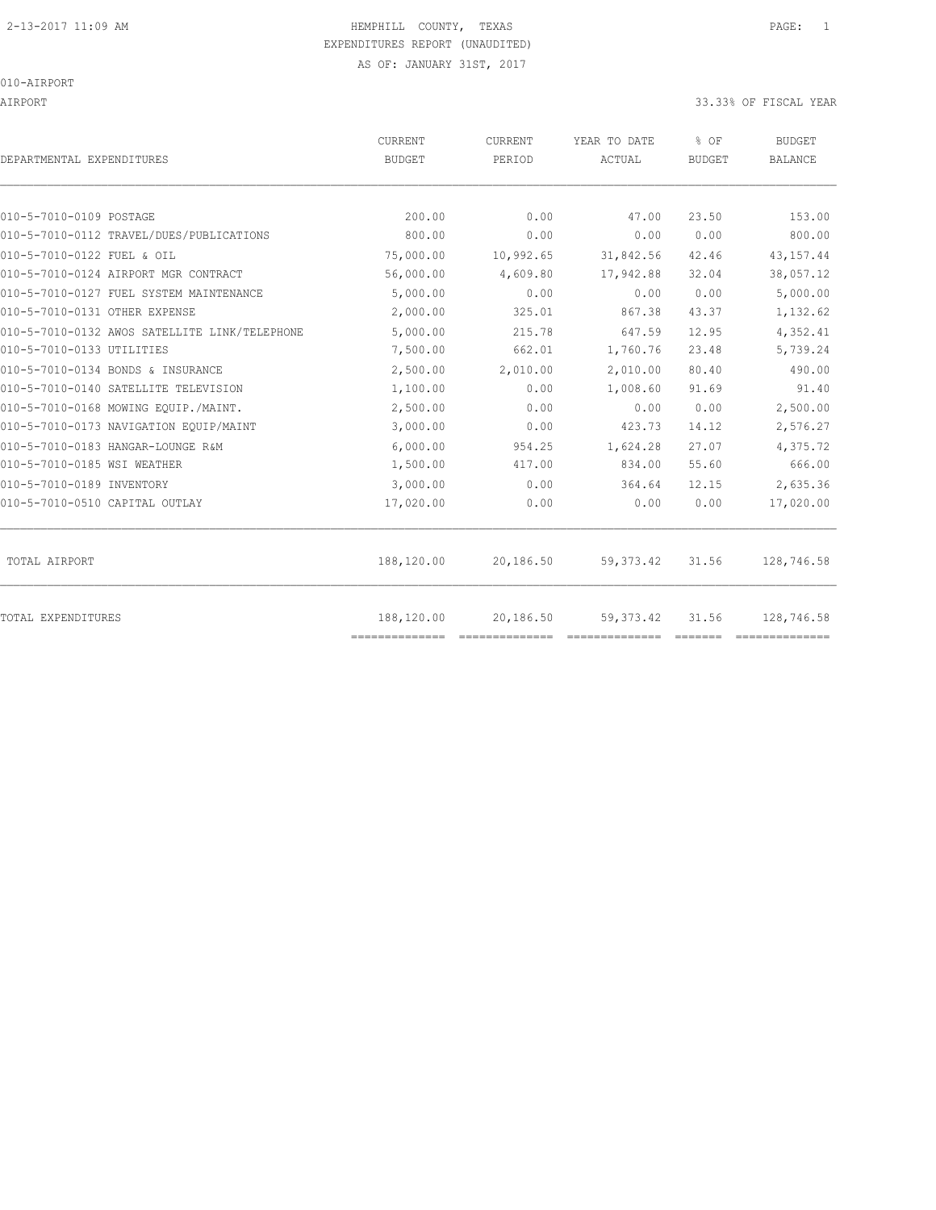HEMPHILL COUNTY, TEXAS
EXPENDITURES REPORT (UNAUDITED)
AS OF: JANUARY 31ST, 2017

010-AIRPORT

AIRPORT — 33.33% OF FISCAL YEAR

| DEPARTMENTAL EXPENDITURES | CURRENT BUDGET | CURRENT PERIOD | YEAR TO DATE ACTUAL | % OF BUDGET | BUDGET BALANCE |
|---|---|---|---|---|---|
| 010-5-7010-0109 POSTAGE | 200.00 | 0.00 | 47.00 | 23.50 | 153.00 |
| 010-5-7010-0112 TRAVEL/DUES/PUBLICATIONS | 800.00 | 0.00 | 0.00 | 0.00 | 800.00 |
| 010-5-7010-0122 FUEL & OIL | 75,000.00 | 10,992.65 | 31,842.56 | 42.46 | 43,157.44 |
| 010-5-7010-0124 AIRPORT MGR CONTRACT | 56,000.00 | 4,609.80 | 17,942.88 | 32.04 | 38,057.12 |
| 010-5-7010-0127 FUEL SYSTEM MAINTENANCE | 5,000.00 | 0.00 | 0.00 | 0.00 | 5,000.00 |
| 010-5-7010-0131 OTHER EXPENSE | 2,000.00 | 325.01 | 867.38 | 43.37 | 1,132.62 |
| 010-5-7010-0132 AWOS SATELLITE LINK/TELEPHONE | 5,000.00 | 215.78 | 647.59 | 12.95 | 4,352.41 |
| 010-5-7010-0133 UTILITIES | 7,500.00 | 662.01 | 1,760.76 | 23.48 | 5,739.24 |
| 010-5-7010-0134 BONDS & INSURANCE | 2,500.00 | 2,010.00 | 2,010.00 | 80.40 | 490.00 |
| 010-5-7010-0140 SATELLITE TELEVISION | 1,100.00 | 0.00 | 1,008.60 | 91.69 | 91.40 |
| 010-5-7010-0168 MOWING EQUIP./MAINT. | 2,500.00 | 0.00 | 0.00 | 0.00 | 2,500.00 |
| 010-5-7010-0173 NAVIGATION EQUIP/MAINT | 3,000.00 | 0.00 | 423.73 | 14.12 | 2,576.27 |
| 010-5-7010-0183 HANGAR-LOUNGE R&M | 6,000.00 | 954.25 | 1,624.28 | 27.07 | 4,375.72 |
| 010-5-7010-0185 WSI WEATHER | 1,500.00 | 417.00 | 834.00 | 55.60 | 666.00 |
| 010-5-7010-0189 INVENTORY | 3,000.00 | 0.00 | 364.64 | 12.15 | 2,635.36 |
| 010-5-7010-0510 CAPITAL OUTLAY | 17,020.00 | 0.00 | 0.00 | 0.00 | 17,020.00 |
| TOTAL AIRPORT | 188,120.00 | 20,186.50 | 59,373.42 | 31.56 | 128,746.58 |
| TOTAL EXPENDITURES | 188,120.00 | 20,186.50 | 59,373.42 | 31.56 | 128,746.58 |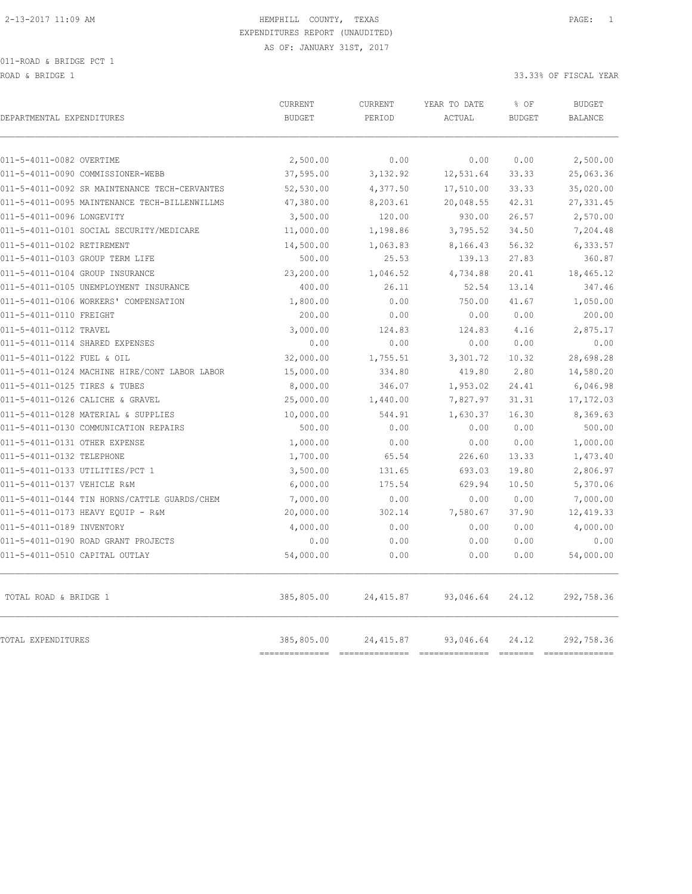2-13-2017 11:09 AM

# HEMPHILL COUNTY, TEXAS

EXPENDITURES REPORT (UNAUDITED)

AS OF: JANUARY 31ST, 2017

011-ROAD & BRIDGE PCT 1

ROAD & BRIDGE 1 — 33.33% OF FISCAL YEAR

| DEPARTMENTAL EXPENDITURES | CURRENT BUDGET | CURRENT PERIOD | YEAR TO DATE ACTUAL | % OF BUDGET | BUDGET BALANCE |
|---|---|---|---|---|---|
| 011-5-4011-0082 OVERTIME | 2,500.00 | 0.00 | 0.00 | 0.00 | 2,500.00 |
| 011-5-4011-0090 COMMISSIONER-WEBB | 37,595.00 | 3,132.92 | 12,531.64 | 33.33 | 25,063.36 |
| 011-5-4011-0092 SR MAINTENANCE TECH-CERVANTES | 52,530.00 | 4,377.50 | 17,510.00 | 33.33 | 35,020.00 |
| 011-5-4011-0095 MAINTENANCE TECH-BILLENWILLMS | 47,380.00 | 8,203.61 | 20,048.55 | 42.31 | 27,331.45 |
| 011-5-4011-0096 LONGEVITY | 3,500.00 | 120.00 | 930.00 | 26.57 | 2,570.00 |
| 011-5-4011-0101 SOCIAL SECURITY/MEDICARE | 11,000.00 | 1,198.86 | 3,795.52 | 34.50 | 7,204.48 |
| 011-5-4011-0102 RETIREMENT | 14,500.00 | 1,063.83 | 8,166.43 | 56.32 | 6,333.57 |
| 011-5-4011-0103 GROUP TERM LIFE | 500.00 | 25.53 | 139.13 | 27.83 | 360.87 |
| 011-5-4011-0104 GROUP INSURANCE | 23,200.00 | 1,046.52 | 4,734.88 | 20.41 | 18,465.12 |
| 011-5-4011-0105 UNEMPLOYMENT INSURANCE | 400.00 | 26.11 | 52.54 | 13.14 | 347.46 |
| 011-5-4011-0106 WORKERS' COMPENSATION | 1,800.00 | 0.00 | 750.00 | 41.67 | 1,050.00 |
| 011-5-4011-0110 FREIGHT | 200.00 | 0.00 | 0.00 | 0.00 | 200.00 |
| 011-5-4011-0112 TRAVEL | 3,000.00 | 124.83 | 124.83 | 4.16 | 2,875.17 |
| 011-5-4011-0114 SHARED EXPENSES | 0.00 | 0.00 | 0.00 | 0.00 | 0.00 |
| 011-5-4011-0122 FUEL & OIL | 32,000.00 | 1,755.51 | 3,301.72 | 10.32 | 28,698.28 |
| 011-5-4011-0124 MACHINE HIRE/CONT LABOR LABOR | 15,000.00 | 334.80 | 419.80 | 2.80 | 14,580.20 |
| 011-5-4011-0125 TIRES & TUBES | 8,000.00 | 346.07 | 1,953.02 | 24.41 | 6,046.98 |
| 011-5-4011-0126 CALICHE & GRAVEL | 25,000.00 | 1,440.00 | 7,827.97 | 31.31 | 17,172.03 |
| 011-5-4011-0128 MATERIAL & SUPPLIES | 10,000.00 | 544.91 | 1,630.37 | 16.30 | 8,369.63 |
| 011-5-4011-0130 COMMUNICATION REPAIRS | 500.00 | 0.00 | 0.00 | 0.00 | 500.00 |
| 011-5-4011-0131 OTHER EXPENSE | 1,000.00 | 0.00 | 0.00 | 0.00 | 1,000.00 |
| 011-5-4011-0132 TELEPHONE | 1,700.00 | 65.54 | 226.60 | 13.33 | 1,473.40 |
| 011-5-4011-0133 UTILITIES/PCT 1 | 3,500.00 | 131.65 | 693.03 | 19.80 | 2,806.97 |
| 011-5-4011-0137 VEHICLE R&M | 6,000.00 | 175.54 | 629.94 | 10.50 | 5,370.06 |
| 011-5-4011-0144 TIN HORNS/CATTLE GUARDS/CHEM | 7,000.00 | 0.00 | 0.00 | 0.00 | 7,000.00 |
| 011-5-4011-0173 HEAVY EQUIP - R&M | 20,000.00 | 302.14 | 7,580.67 | 37.90 | 12,419.33 |
| 011-5-4011-0189 INVENTORY | 4,000.00 | 0.00 | 0.00 | 0.00 | 4,000.00 |
| 011-5-4011-0190 ROAD GRANT PROJECTS | 0.00 | 0.00 | 0.00 | 0.00 | 0.00 |
| 011-5-4011-0510 CAPITAL OUTLAY | 54,000.00 | 0.00 | 0.00 | 0.00 | 54,000.00 |
| TOTAL ROAD & BRIDGE 1 | 385,805.00 | 24,415.87 | 93,046.64 | 24.12 | 292,758.36 |
| TOTAL EXPENDITURES | 385,805.00 | 24,415.87 | 93,046.64 | 24.12 | 292,758.36 |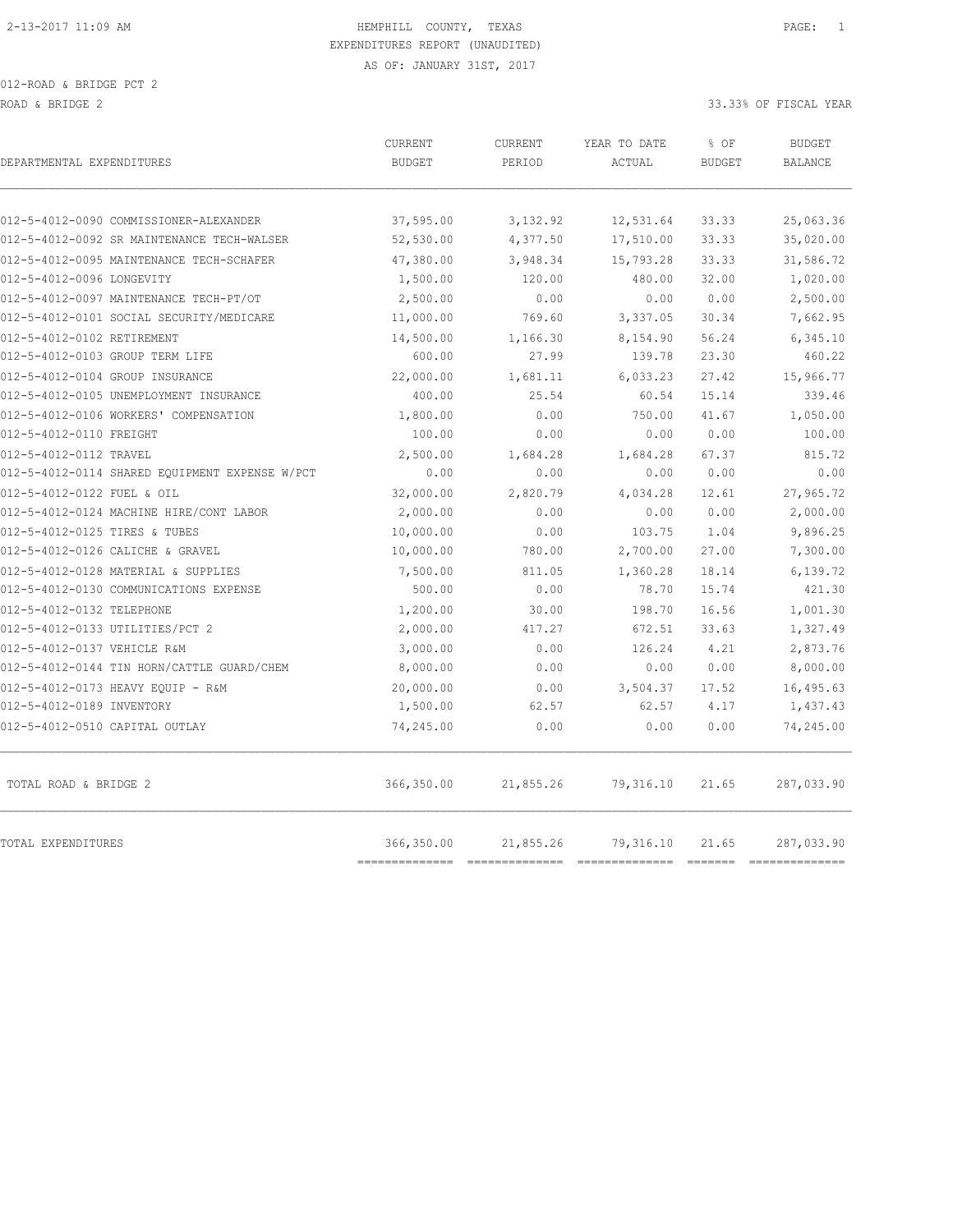HEMPHILL COUNTY, TEXAS
EXPENDITURES REPORT (UNAUDITED)
AS OF: JANUARY 31ST, 2017

012-ROAD & BRIDGE PCT 2

ROAD & BRIDGE 2 — 33.33% OF FISCAL YEAR

| DEPARTMENTAL EXPENDITURES | CURRENT BUDGET | CURRENT PERIOD | YEAR TO DATE ACTUAL | % OF BUDGET | BUDGET BALANCE |
|---|---|---|---|---|---|
| 012-5-4012-0090 COMMISSIONER-ALEXANDER | 37,595.00 | 3,132.92 | 12,531.64 | 33.33 | 25,063.36 |
| 012-5-4012-0092 SR MAINTENANCE TECH-WALSER | 52,530.00 | 4,377.50 | 17,510.00 | 33.33 | 35,020.00 |
| 012-5-4012-0095 MAINTENANCE TECH-SCHAFER | 47,380.00 | 3,948.34 | 15,793.28 | 33.33 | 31,586.72 |
| 012-5-4012-0096 LONGEVITY | 1,500.00 | 120.00 | 480.00 | 32.00 | 1,020.00 |
| 012-5-4012-0097 MAINTENANCE TECH-PT/OT | 2,500.00 | 0.00 | 0.00 | 0.00 | 2,500.00 |
| 012-5-4012-0101 SOCIAL SECURITY/MEDICARE | 11,000.00 | 769.60 | 3,337.05 | 30.34 | 7,662.95 |
| 012-5-4012-0102 RETIREMENT | 14,500.00 | 1,166.30 | 8,154.90 | 56.24 | 6,345.10 |
| 012-5-4012-0103 GROUP TERM LIFE | 600.00 | 27.99 | 139.78 | 23.30 | 460.22 |
| 012-5-4012-0104 GROUP INSURANCE | 22,000.00 | 1,681.11 | 6,033.23 | 27.42 | 15,966.77 |
| 012-5-4012-0105 UNEMPLOYMENT INSURANCE | 400.00 | 25.54 | 60.54 | 15.14 | 339.46 |
| 012-5-4012-0106 WORKERS' COMPENSATION | 1,800.00 | 0.00 | 750.00 | 41.67 | 1,050.00 |
| 012-5-4012-0110 FREIGHT | 100.00 | 0.00 | 0.00 | 0.00 | 100.00 |
| 012-5-4012-0112 TRAVEL | 2,500.00 | 1,684.28 | 1,684.28 | 67.37 | 815.72 |
| 012-5-4012-0114 SHARED EQUIPMENT EXPENSE W/PCT | 0.00 | 0.00 | 0.00 | 0.00 | 0.00 |
| 012-5-4012-0122 FUEL & OIL | 32,000.00 | 2,820.79 | 4,034.28 | 12.61 | 27,965.72 |
| 012-5-4012-0124 MACHINE HIRE/CONT LABOR | 2,000.00 | 0.00 | 0.00 | 0.00 | 2,000.00 |
| 012-5-4012-0125 TIRES & TUBES | 10,000.00 | 0.00 | 103.75 | 1.04 | 9,896.25 |
| 012-5-4012-0126 CALICHE & GRAVEL | 10,000.00 | 780.00 | 2,700.00 | 27.00 | 7,300.00 |
| 012-5-4012-0128 MATERIAL & SUPPLIES | 7,500.00 | 811.05 | 1,360.28 | 18.14 | 6,139.72 |
| 012-5-4012-0130 COMMUNICATIONS EXPENSE | 500.00 | 0.00 | 78.70 | 15.74 | 421.30 |
| 012-5-4012-0132 TELEPHONE | 1,200.00 | 30.00 | 198.70 | 16.56 | 1,001.30 |
| 012-5-4012-0133 UTILITIES/PCT 2 | 2,000.00 | 417.27 | 672.51 | 33.63 | 1,327.49 |
| 012-5-4012-0137 VEHICLE R&M | 3,000.00 | 0.00 | 126.24 | 4.21 | 2,873.76 |
| 012-5-4012-0144 TIN HORN/CATTLE GUARD/CHEM | 8,000.00 | 0.00 | 0.00 | 0.00 | 8,000.00 |
| 012-5-4012-0173 HEAVY EQUIP - R&M | 20,000.00 | 0.00 | 3,504.37 | 17.52 | 16,495.63 |
| 012-5-4012-0189 INVENTORY | 1,500.00 | 62.57 | 62.57 | 4.17 | 1,437.43 |
| 012-5-4012-0510 CAPITAL OUTLAY | 74,245.00 | 0.00 | 0.00 | 0.00 | 74,245.00 |
| TOTAL ROAD & BRIDGE 2 | 366,350.00 | 21,855.26 | 79,316.10 | 21.65 | 287,033.90 |
| TOTAL EXPENDITURES | 366,350.00 | 21,855.26 | 79,316.10 | 21.65 | 287,033.90 |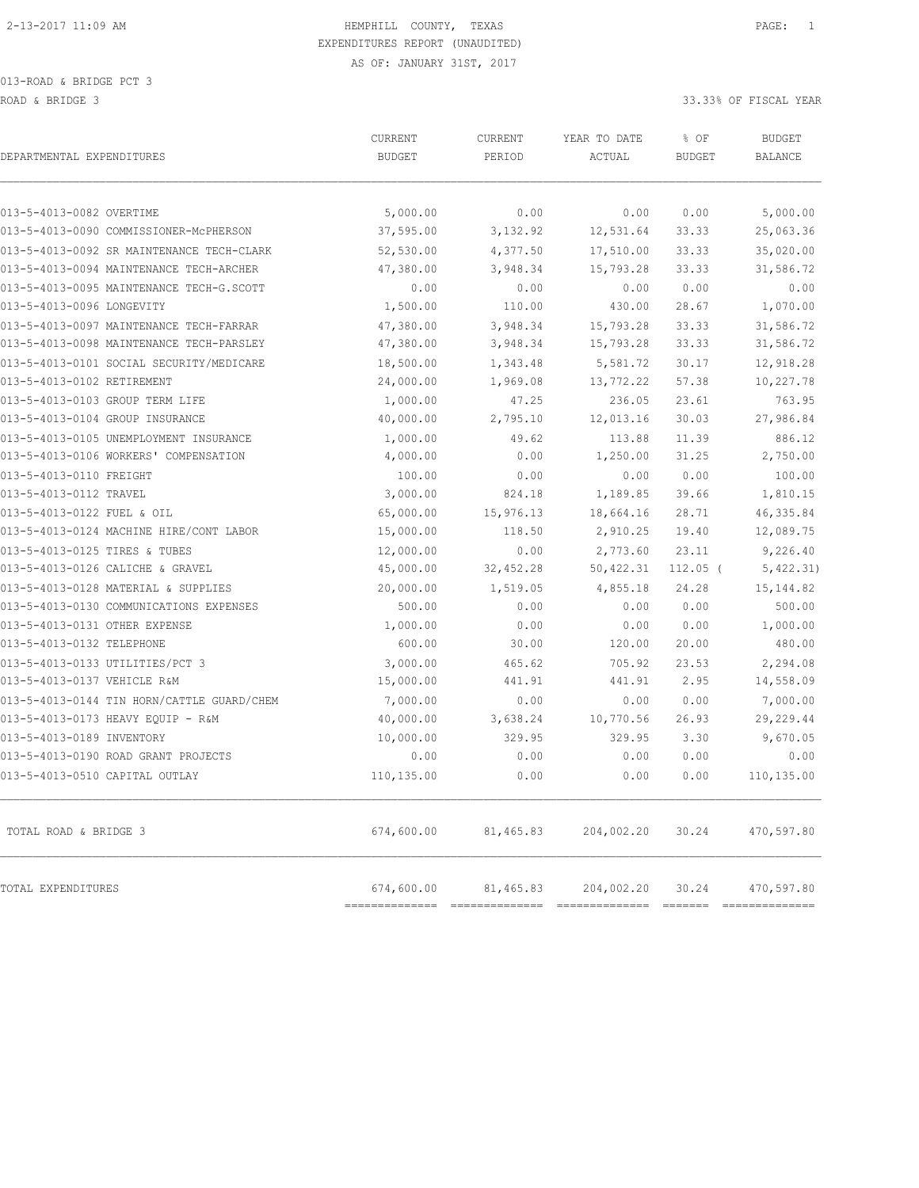2-13-2017 11:09 AM HEMPHILL COUNTY, TEXAS

EXPENDITURES REPORT (UNAUDITED)

AS OF: JANUARY 31ST, 2017

013-ROAD & BRIDGE PCT 3

ROAD & BRIDGE 3 33.33% OF FISCAL YEAR

| DEPARTMENTAL EXPENDITURES | CURRENT BUDGET | CURRENT PERIOD | YEAR TO DATE ACTUAL | % OF BUDGET | BUDGET BALANCE |
|---|---|---|---|---|---|
| 013-5-4013-0082 OVERTIME | 5,000.00 | 0.00 | 0.00 | 0.00 | 5,000.00 |
| 013-5-4013-0090 COMMISSIONER-McPHERSON | 37,595.00 | 3,132.92 | 12,531.64 | 33.33 | 25,063.36 |
| 013-5-4013-0092 SR MAINTENANCE TECH-CLARK | 52,530.00 | 4,377.50 | 17,510.00 | 33.33 | 35,020.00 |
| 013-5-4013-0094 MAINTENANCE TECH-ARCHER | 47,380.00 | 3,948.34 | 15,793.28 | 33.33 | 31,586.72 |
| 013-5-4013-0095 MAINTENANCE TECH-G.SCOTT | 0.00 | 0.00 | 0.00 | 0.00 | 0.00 |
| 013-5-4013-0096 LONGEVITY | 1,500.00 | 110.00 | 430.00 | 28.67 | 1,070.00 |
| 013-5-4013-0097 MAINTENANCE TECH-FARRAR | 47,380.00 | 3,948.34 | 15,793.28 | 33.33 | 31,586.72 |
| 013-5-4013-0098 MAINTENANCE TECH-PARSLEY | 47,380.00 | 3,948.34 | 15,793.28 | 33.33 | 31,586.72 |
| 013-5-4013-0101 SOCIAL SECURITY/MEDICARE | 18,500.00 | 1,343.48 | 5,581.72 | 30.17 | 12,918.28 |
| 013-5-4013-0102 RETIREMENT | 24,000.00 | 1,969.08 | 13,772.22 | 57.38 | 10,227.78 |
| 013-5-4013-0103 GROUP TERM LIFE | 1,000.00 | 47.25 | 236.05 | 23.61 | 763.95 |
| 013-5-4013-0104 GROUP INSURANCE | 40,000.00 | 2,795.10 | 12,013.16 | 30.03 | 27,986.84 |
| 013-5-4013-0105 UNEMPLOYMENT INSURANCE | 1,000.00 | 49.62 | 113.88 | 11.39 | 886.12 |
| 013-5-4013-0106 WORKERS' COMPENSATION | 4,000.00 | 0.00 | 1,250.00 | 31.25 | 2,750.00 |
| 013-5-4013-0110 FREIGHT | 100.00 | 0.00 | 0.00 | 0.00 | 100.00 |
| 013-5-4013-0112 TRAVEL | 3,000.00 | 824.18 | 1,189.85 | 39.66 | 1,810.15 |
| 013-5-4013-0122 FUEL & OIL | 65,000.00 | 15,976.13 | 18,664.16 | 28.71 | 46,335.84 |
| 013-5-4013-0124 MACHINE HIRE/CONT LABOR | 15,000.00 | 118.50 | 2,910.25 | 19.40 | 12,089.75 |
| 013-5-4013-0125 TIRES & TUBES | 12,000.00 | 0.00 | 2,773.60 | 23.11 | 9,226.40 |
| 013-5-4013-0126 CALICHE & GRAVEL | 45,000.00 | 32,452.28 | 50,422.31 | 112.05 ( | 5,422.31) |
| 013-5-4013-0128 MATERIAL & SUPPLIES | 20,000.00 | 1,519.05 | 4,855.18 | 24.28 | 15,144.82 |
| 013-5-4013-0130 COMMUNICATIONS EXPENSES | 500.00 | 0.00 | 0.00 | 0.00 | 500.00 |
| 013-5-4013-0131 OTHER EXPENSE | 1,000.00 | 0.00 | 0.00 | 0.00 | 1,000.00 |
| 013-5-4013-0132 TELEPHONE | 600.00 | 30.00 | 120.00 | 20.00 | 480.00 |
| 013-5-4013-0133 UTILITIES/PCT 3 | 3,000.00 | 465.62 | 705.92 | 23.53 | 2,294.08 |
| 013-5-4013-0137 VEHICLE R&M | 15,000.00 | 441.91 | 441.91 | 2.95 | 14,558.09 |
| 013-5-4013-0144 TIN HORN/CATTLE GUARD/CHEM | 7,000.00 | 0.00 | 0.00 | 0.00 | 7,000.00 |
| 013-5-4013-0173 HEAVY EQUIP - R&M | 40,000.00 | 3,638.24 | 10,770.56 | 26.93 | 29,229.44 |
| 013-5-4013-0189 INVENTORY | 10,000.00 | 329.95 | 329.95 | 3.30 | 9,670.05 |
| 013-5-4013-0190 ROAD GRANT PROJECTS | 0.00 | 0.00 | 0.00 | 0.00 | 0.00 |
| 013-5-4013-0510 CAPITAL OUTLAY | 110,135.00 | 0.00 | 0.00 | 0.00 | 110,135.00 |
| TOTAL ROAD & BRIDGE 3 | 674,600.00 | 81,465.83 | 204,002.20 | 30.24 | 470,597.80 |
| TOTAL EXPENDITURES | 674,600.00 | 81,465.83 | 204,002.20 | 30.24 | 470,597.80 |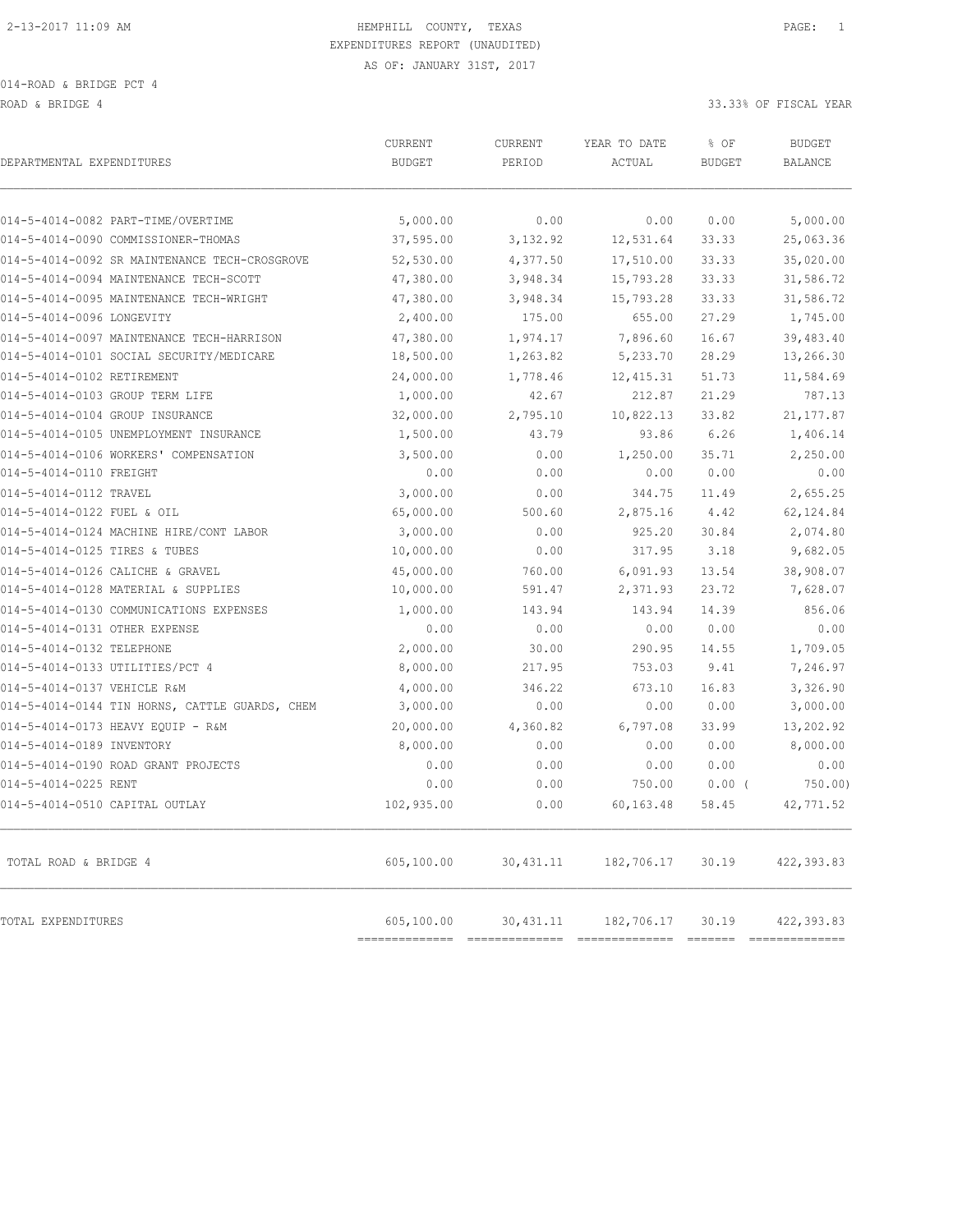HEMPHILL COUNTY, TEXAS
EXPENDITURES REPORT (UNAUDITED)
AS OF: JANUARY 31ST, 2017

014-ROAD & BRIDGE PCT 4

ROAD & BRIDGE 4 — 33.33% OF FISCAL YEAR

| DEPARTMENTAL EXPENDITURES | CURRENT BUDGET | CURRENT PERIOD | YEAR TO DATE ACTUAL | % OF BUDGET | BUDGET BALANCE |
|---|---|---|---|---|---|
| 014-5-4014-0082 PART-TIME/OVERTIME | 5,000.00 | 0.00 | 0.00 | 0.00 | 5,000.00 |
| 014-5-4014-0090 COMMISSIONER-THOMAS | 37,595.00 | 3,132.92 | 12,531.64 | 33.33 | 25,063.36 |
| 014-5-4014-0092 SR MAINTENANCE TECH-CROSGROVE | 52,530.00 | 4,377.50 | 17,510.00 | 33.33 | 35,020.00 |
| 014-5-4014-0094 MAINTENANCE TECH-SCOTT | 47,380.00 | 3,948.34 | 15,793.28 | 33.33 | 31,586.72 |
| 014-5-4014-0095 MAINTENANCE TECH-WRIGHT | 47,380.00 | 3,948.34 | 15,793.28 | 33.33 | 31,586.72 |
| 014-5-4014-0096 LONGEVITY | 2,400.00 | 175.00 | 655.00 | 27.29 | 1,745.00 |
| 014-5-4014-0097 MAINTENANCE TECH-HARRISON | 47,380.00 | 1,974.17 | 7,896.60 | 16.67 | 39,483.40 |
| 014-5-4014-0101 SOCIAL SECURITY/MEDICARE | 18,500.00 | 1,263.82 | 5,233.70 | 28.29 | 13,266.30 |
| 014-5-4014-0102 RETIREMENT | 24,000.00 | 1,778.46 | 12,415.31 | 51.73 | 11,584.69 |
| 014-5-4014-0103 GROUP TERM LIFE | 1,000.00 | 42.67 | 212.87 | 21.29 | 787.13 |
| 014-5-4014-0104 GROUP INSURANCE | 32,000.00 | 2,795.10 | 10,822.13 | 33.82 | 21,177.87 |
| 014-5-4014-0105 UNEMPLOYMENT INSURANCE | 1,500.00 | 43.79 | 93.86 | 6.26 | 1,406.14 |
| 014-5-4014-0106 WORKERS' COMPENSATION | 3,500.00 | 0.00 | 1,250.00 | 35.71 | 2,250.00 |
| 014-5-4014-0110 FREIGHT | 0.00 | 0.00 | 0.00 | 0.00 | 0.00 |
| 014-5-4014-0112 TRAVEL | 3,000.00 | 0.00 | 344.75 | 11.49 | 2,655.25 |
| 014-5-4014-0122 FUEL & OIL | 65,000.00 | 500.60 | 2,875.16 | 4.42 | 62,124.84 |
| 014-5-4014-0124 MACHINE HIRE/CONT LABOR | 3,000.00 | 0.00 | 925.20 | 30.84 | 2,074.80 |
| 014-5-4014-0125 TIRES & TUBES | 10,000.00 | 0.00 | 317.95 | 3.18 | 9,682.05 |
| 014-5-4014-0126 CALICHE & GRAVEL | 45,000.00 | 760.00 | 6,091.93 | 13.54 | 38,908.07 |
| 014-5-4014-0128 MATERIAL & SUPPLIES | 10,000.00 | 591.47 | 2,371.93 | 23.72 | 7,628.07 |
| 014-5-4014-0130 COMMUNICATIONS EXPENSES | 1,000.00 | 143.94 | 143.94 | 14.39 | 856.06 |
| 014-5-4014-0131 OTHER EXPENSE | 0.00 | 0.00 | 0.00 | 0.00 | 0.00 |
| 014-5-4014-0132 TELEPHONE | 2,000.00 | 30.00 | 290.95 | 14.55 | 1,709.05 |
| 014-5-4014-0133 UTILITIES/PCT 4 | 8,000.00 | 217.95 | 753.03 | 9.41 | 7,246.97 |
| 014-5-4014-0137 VEHICLE R&M | 4,000.00 | 346.22 | 673.10 | 16.83 | 3,326.90 |
| 014-5-4014-0144 TIN HORNS, CATTLE GUARDS, CHEM | 3,000.00 | 0.00 | 0.00 | 0.00 | 3,000.00 |
| 014-5-4014-0173 HEAVY EQUIP - R&M | 20,000.00 | 4,360.82 | 6,797.08 | 33.99 | 13,202.92 |
| 014-5-4014-0189 INVENTORY | 8,000.00 | 0.00 | 0.00 | 0.00 | 8,000.00 |
| 014-5-4014-0190 ROAD GRANT PROJECTS | 0.00 | 0.00 | 0.00 | 0.00 | 0.00 |
| 014-5-4014-0225 RENT | 0.00 | 0.00 | 750.00 | 0.00 ( | 750.00) |
| 014-5-4014-0510 CAPITAL OUTLAY | 102,935.00 | 0.00 | 60,163.48 | 58.45 | 42,771.52 |
| TOTAL ROAD & BRIDGE 4 | 605,100.00 | 30,431.11 | 182,706.17 | 30.19 | 422,393.83 |
| TOTAL EXPENDITURES | 605,100.00 | 30,431.11 | 182,706.17 | 30.19 | 422,393.83 |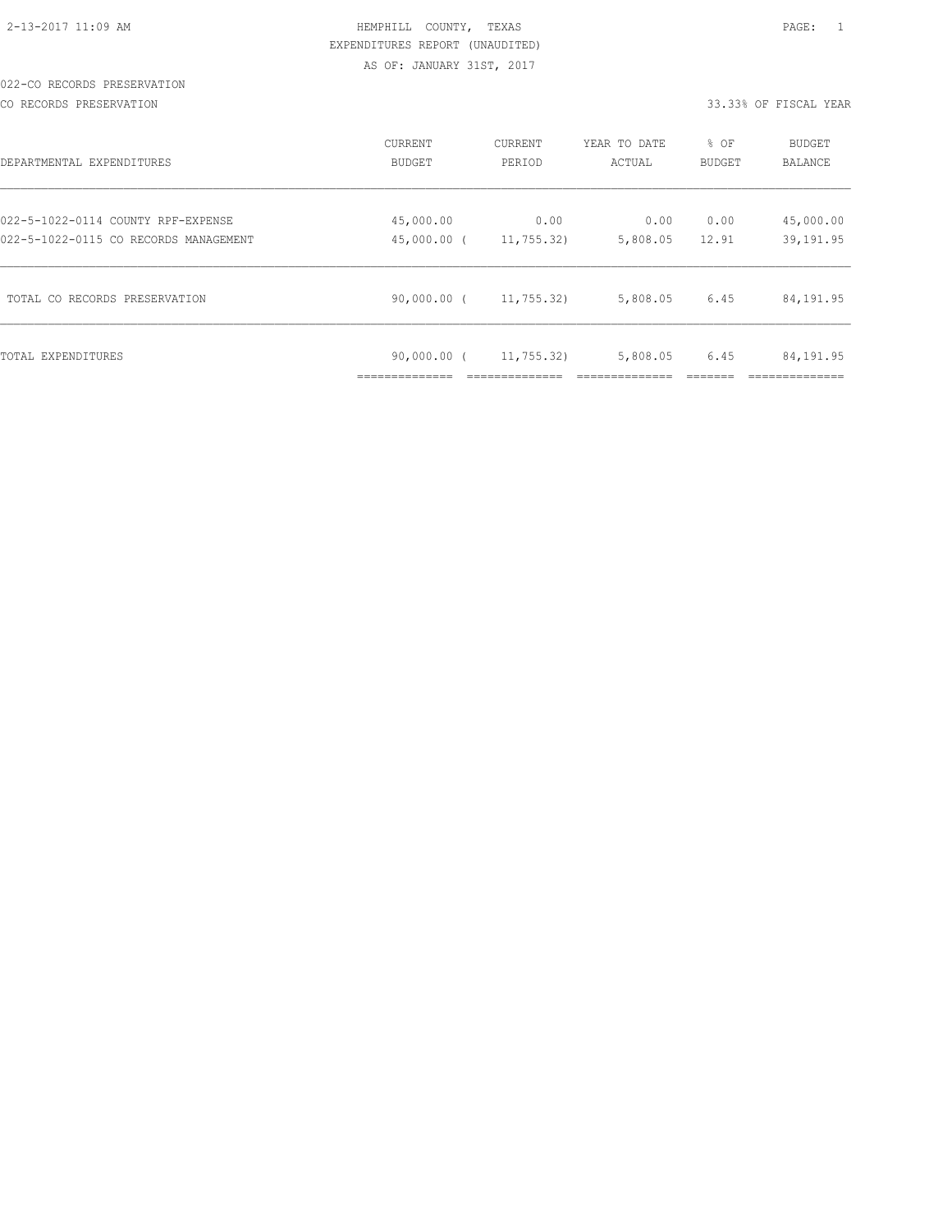HEMPHILL COUNTY, TEXAS
EXPENDITURES REPORT (UNAUDITED)
AS OF: JANUARY 31ST, 2017

022-CO RECORDS PRESERVATION

CO RECORDS PRESERVATION — 33.33% OF FISCAL YEAR

| DEPARTMENTAL EXPENDITURES | CURRENT BUDGET | CURRENT PERIOD | YEAR TO DATE ACTUAL | % OF BUDGET | BUDGET BALANCE |
|---|---|---|---|---|---|
| 022-5-1022-0114 COUNTY RPF-EXPENSE | 45,000.00 | 0.00 | 0.00 | 0.00 | 45,000.00 |
| 022-5-1022-0115 CO RECORDS MANAGEMENT | 45,000.00 | ( 11,755.32) | 5,808.05 | 12.91 | 39,191.95 |
| TOTAL CO RECORDS PRESERVATION | 90,000.00 | ( 11,755.32) | 5,808.05 | 6.45 | 84,191.95 |
| TOTAL EXPENDITURES | 90,000.00 | ( 11,755.32) | 5,808.05 | 6.45 | 84,191.95 |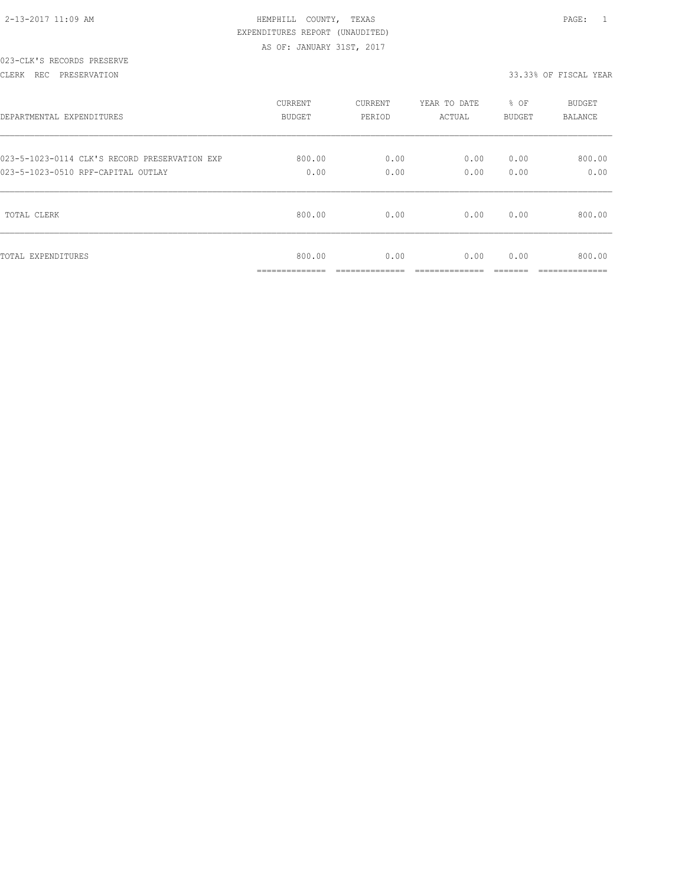HEMPHILL COUNTY, TEXAS
EXPENDITURES REPORT (UNAUDITED)
AS OF: JANUARY 31ST, 2017

023-CLK'S RECORDS PRESERVE
CLERK REC PRESERVATION

33.33% OF FISCAL YEAR

| DEPARTMENTAL EXPENDITURES | CURRENT BUDGET | CURRENT PERIOD | YEAR TO DATE ACTUAL | % OF BUDGET | BUDGET BALANCE |
|---|---|---|---|---|---|
| 023-5-1023-0114 CLK'S RECORD PRESERVATION EXP | 800.00 | 0.00 | 0.00 | 0.00 | 800.00 |
| 023-5-1023-0510 RPF-CAPITAL OUTLAY | 0.00 | 0.00 | 0.00 | 0.00 | 0.00 |
| TOTAL CLERK | 800.00 | 0.00 | 0.00 | 0.00 | 800.00 |
| TOTAL EXPENDITURES | 800.00 | 0.00 | 0.00 | 0.00 | 800.00 |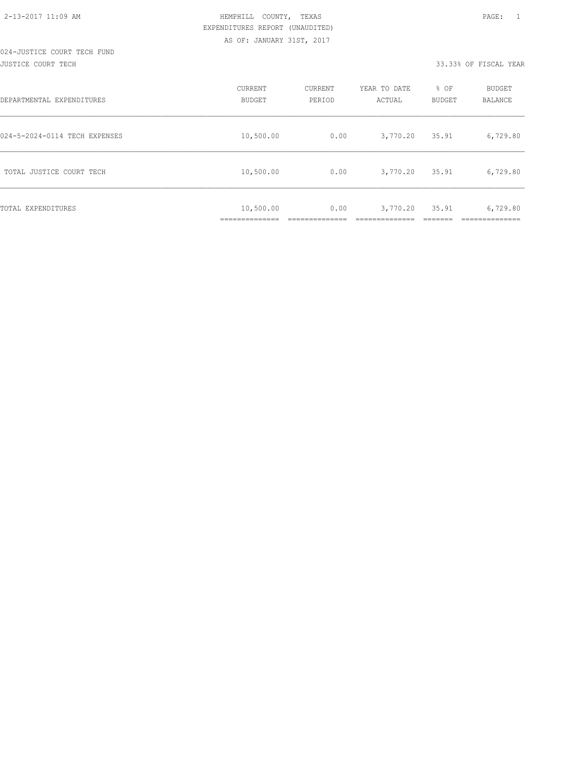HEMPHILL COUNTY, TEXAS
EXPENDITURES REPORT (UNAUDITED)
AS OF: JANUARY 31ST, 2017

024-JUSTICE COURT TECH FUND
JUSTICE COURT TECH

33.33% OF FISCAL YEAR

| DEPARTMENTAL EXPENDITURES | CURRENT BUDGET | CURRENT PERIOD | YEAR TO DATE ACTUAL | % OF BUDGET | BUDGET BALANCE |
|---|---|---|---|---|---|
| 024-5-2024-0114 TECH EXPENSES | 10,500.00 | 0.00 | 3,770.20 | 35.91 | 6,729.80 |
| TOTAL JUSTICE COURT TECH | 10,500.00 | 0.00 | 3,770.20 | 35.91 | 6,729.80 |
| TOTAL EXPENDITURES | 10,500.00 | 0.00 | 3,770.20 | 35.91 | 6,729.80 |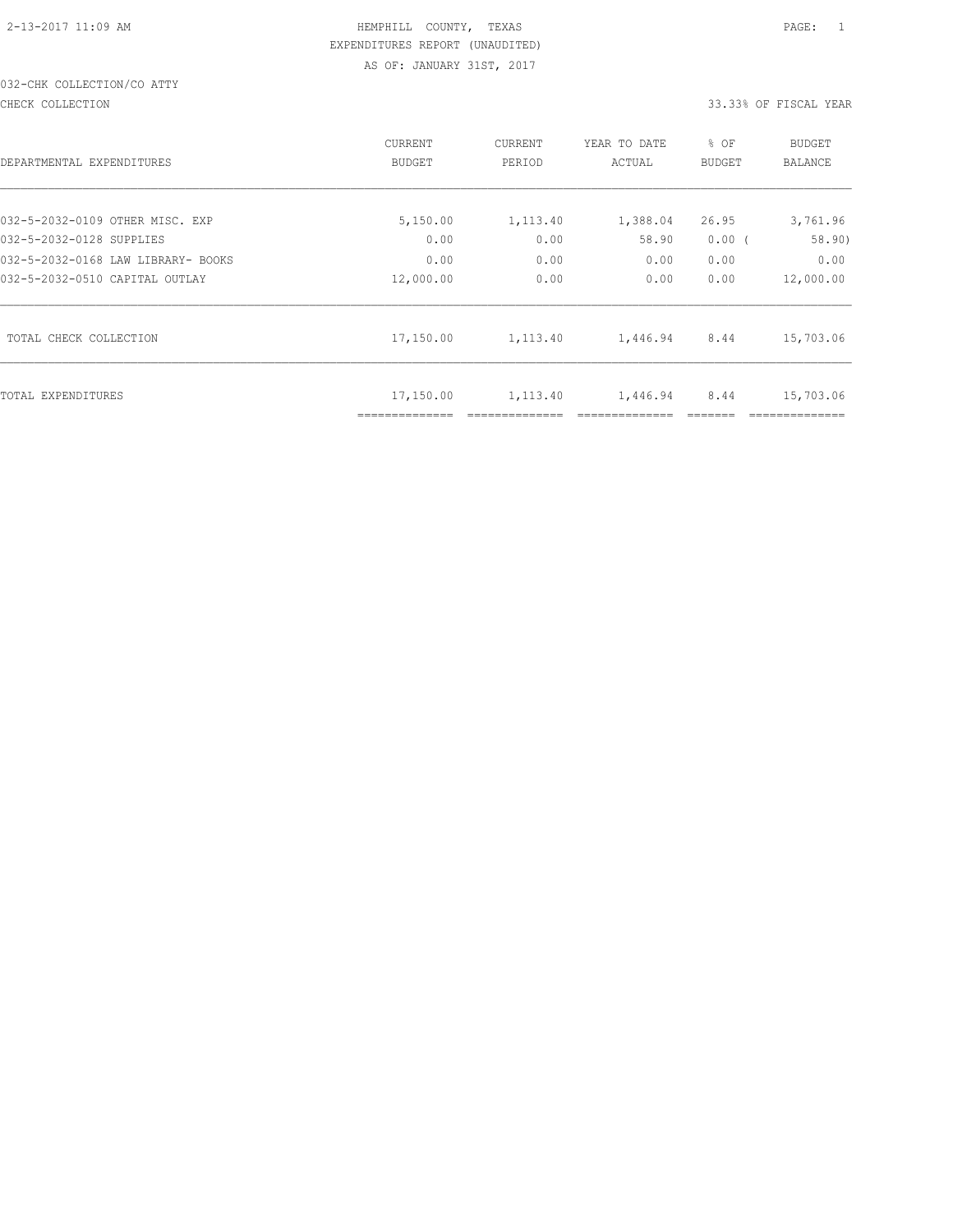2-13-2017 11:09 AM — HEMPHILL COUNTY, TEXAS

EXPENDITURES REPORT (UNAUDITED)

AS OF: JANUARY 31ST, 2017

032-CHK COLLECTION/CO ATTY

CHECK COLLECTION — 33.33% OF FISCAL YEAR

| DEPARTMENTAL EXPENDITURES | CURRENT BUDGET | CURRENT PERIOD | YEAR TO DATE ACTUAL | % OF BUDGET | BUDGET BALANCE |
|---|---|---|---|---|---|
| 032-5-2032-0109 OTHER MISC. EXP | 5,150.00 | 1,113.40 | 1,388.04 | 26.95 | 3,761.96 |
| 032-5-2032-0128 SUPPLIES | 0.00 | 0.00 | 58.90 | 0.00 ( | 58.90) |
| 032-5-2032-0168 LAW LIBRARY- BOOKS | 0.00 | 0.00 | 0.00 | 0.00 | 0.00 |
| 032-5-2032-0510 CAPITAL OUTLAY | 12,000.00 | 0.00 | 0.00 | 0.00 | 12,000.00 |
| TOTAL CHECK COLLECTION | 17,150.00 | 1,113.40 | 1,446.94 | 8.44 | 15,703.06 |
| TOTAL EXPENDITURES | 17,150.00 | 1,113.40 | 1,446.94 | 8.44 | 15,703.06 |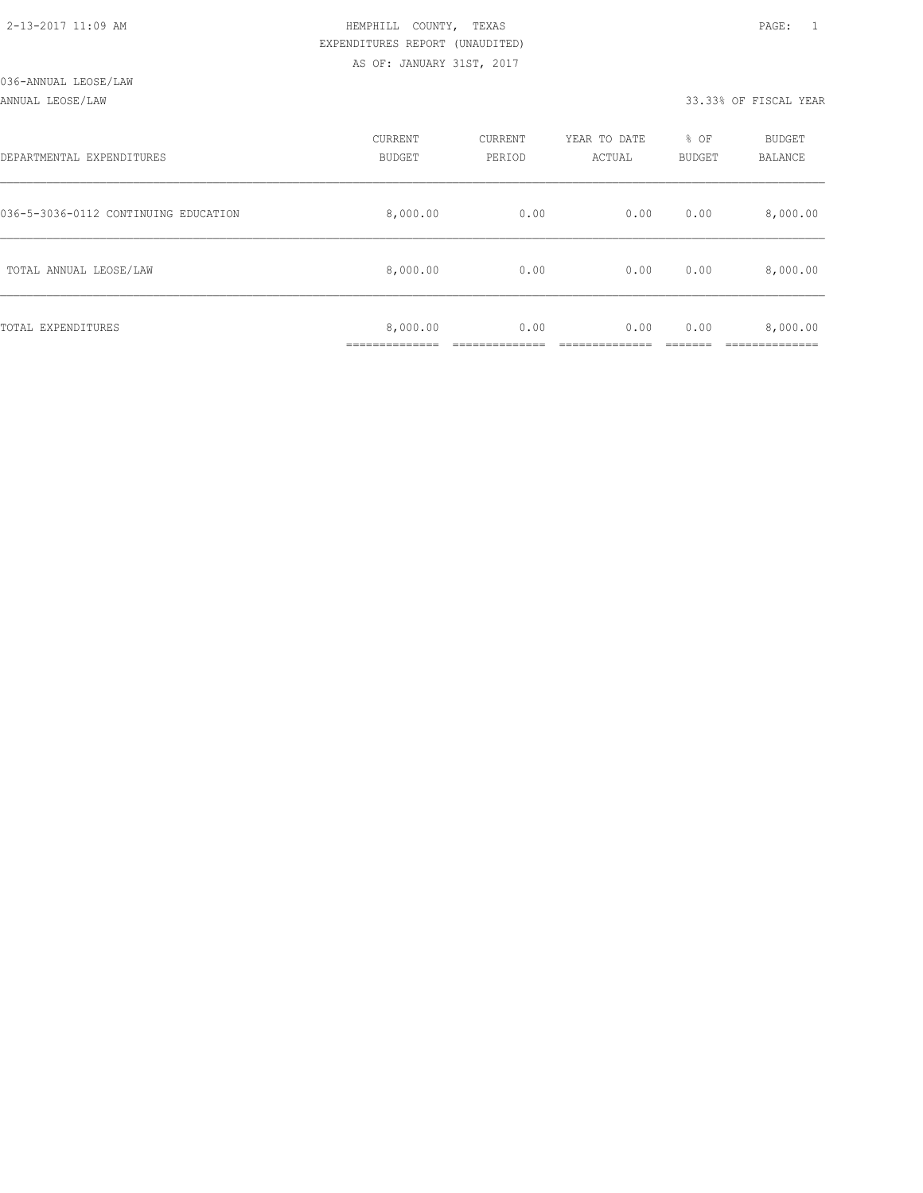2-13-2017 11:09 AM

HEMPHILL COUNTY, TEXAS

EXPENDITURES REPORT (UNAUDITED)

AS OF: JANUARY 31ST, 2017

036-ANNUAL LEOSE/LAW

ANNUAL LEOSE/LAW

33.33% OF FISCAL YEAR

| DEPARTMENTAL EXPENDITURES | CURRENT BUDGET | CURRENT PERIOD | YEAR TO DATE ACTUAL | % OF BUDGET | BUDGET BALANCE |
|---|---|---|---|---|---|
| 036-5-3036-0112 CONTINUING EDUCATION | 8,000.00 | 0.00 | 0.00 | 0.00 | 8,000.00 |
| TOTAL ANNUAL LEOSE/LAW | 8,000.00 | 0.00 | 0.00 | 0.00 | 8,000.00 |
| TOTAL EXPENDITURES | 8,000.00 | 0.00 | 0.00 | 0.00 | 8,000.00 |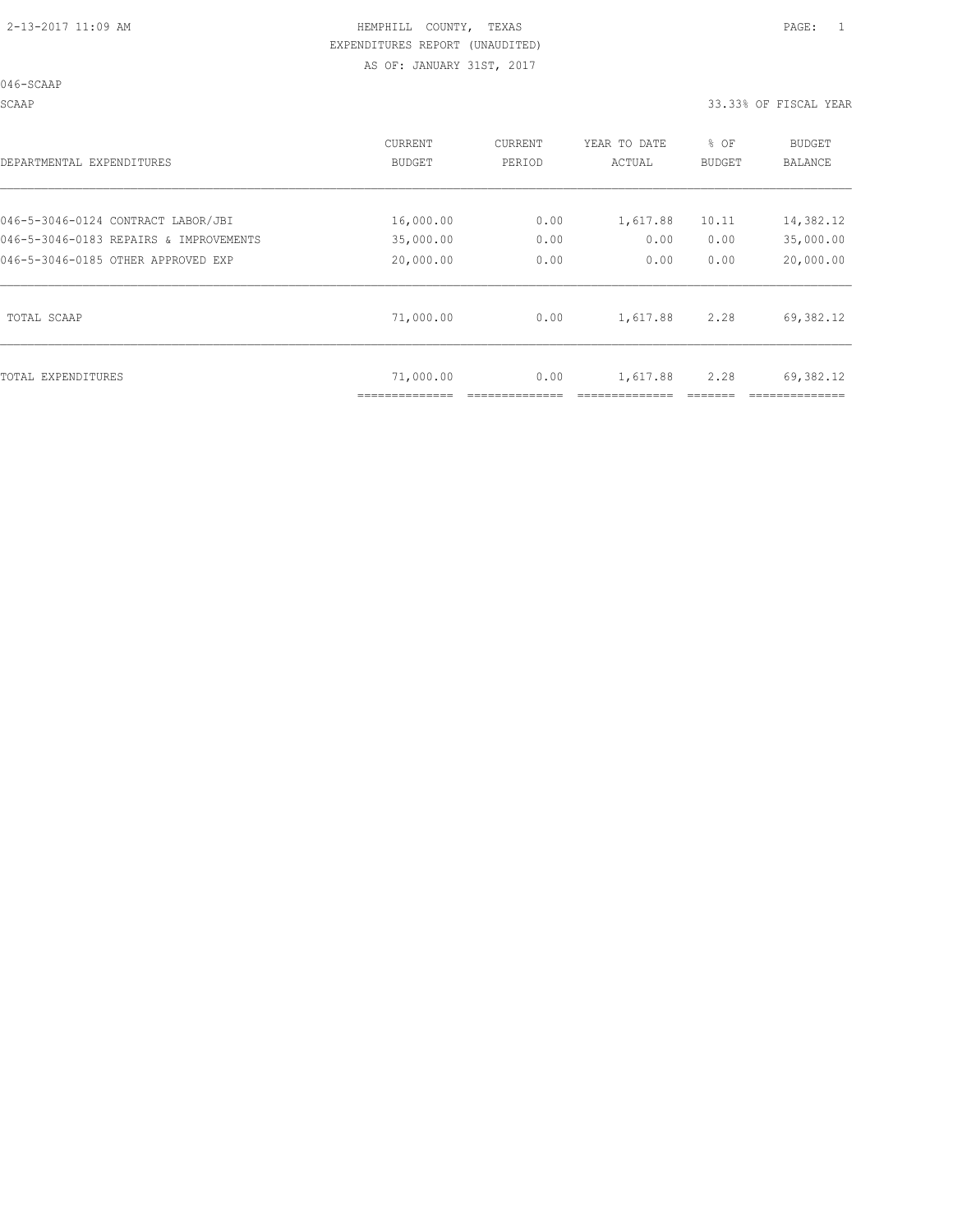HEMPHILL COUNTY, TEXAS
EXPENDITURES REPORT (UNAUDITED)
AS OF: JANUARY 31ST, 2017

046-SCAAP

SCAAP — 33.33% OF FISCAL YEAR

| DEPARTMENTAL EXPENDITURES | CURRENT BUDGET | CURRENT PERIOD | YEAR TO DATE ACTUAL | % OF BUDGET | BUDGET BALANCE |
|---|---|---|---|---|---|
| 046-5-3046-0124 CONTRACT LABOR/JBI | 16,000.00 | 0.00 | 1,617.88 | 10.11 | 14,382.12 |
| 046-5-3046-0183 REPAIRS & IMPROVEMENTS | 35,000.00 | 0.00 | 0.00 | 0.00 | 35,000.00 |
| 046-5-3046-0185 OTHER APPROVED EXP | 20,000.00 | 0.00 | 0.00 | 0.00 | 20,000.00 |
| TOTAL SCAAP | 71,000.00 | 0.00 | 1,617.88 | 2.28 | 69,382.12 |
| TOTAL EXPENDITURES | 71,000.00 | 0.00 | 1,617.88 | 2.28 | 69,382.12 |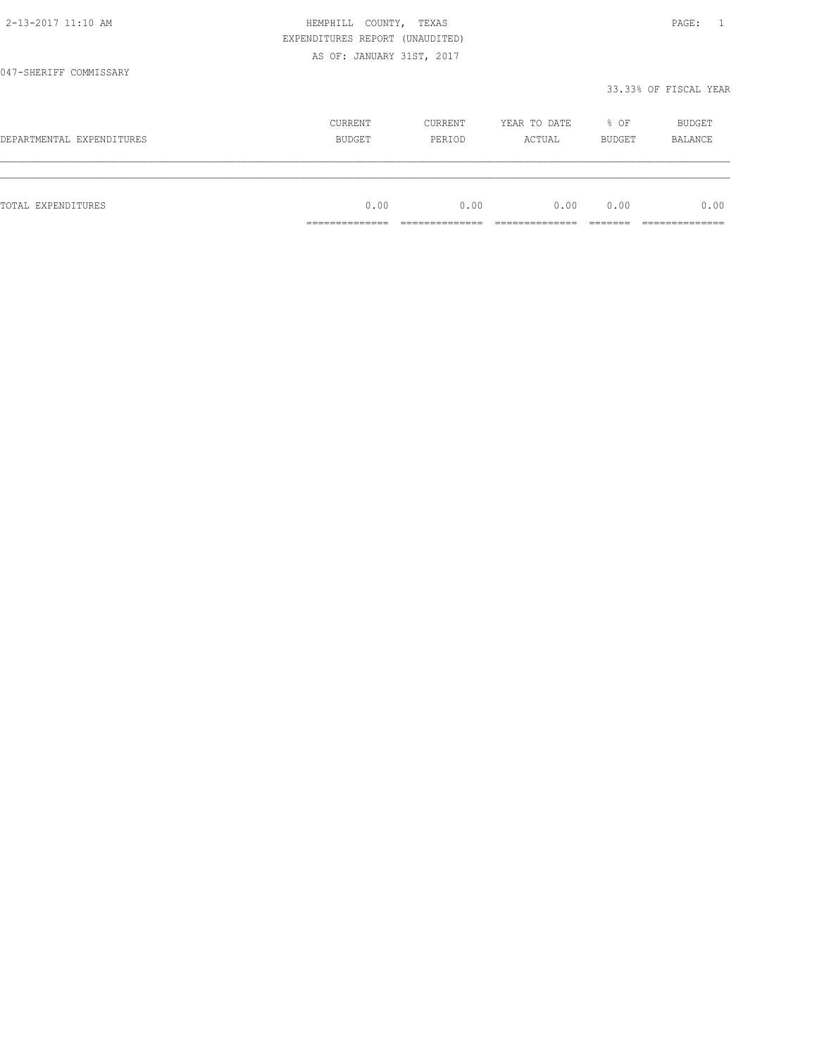HEMPHILL COUNTY, TEXAS
EXPENDITURES REPORT (UNAUDITED)
AS OF: JANUARY 31ST, 2017

047-SHERIFF COMMISSARY

33.33% OF FISCAL YEAR

| DEPARTMENTAL EXPENDITURES | CURRENT BUDGET | CURRENT PERIOD | YEAR TO DATE ACTUAL | % OF BUDGET | BUDGET BALANCE |
|---|---|---|---|---|---|
| TOTAL EXPENDITURES | 0.00 | 0.00 | 0.00 | 0.00 | 0.00 |